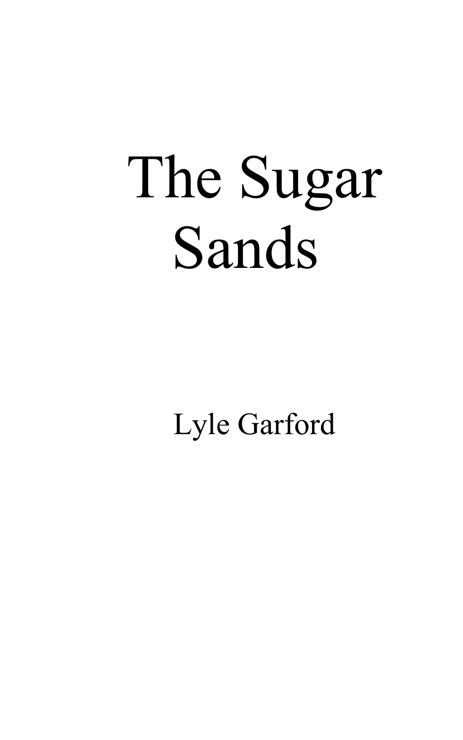# The Sugar Sands

Lyle Garford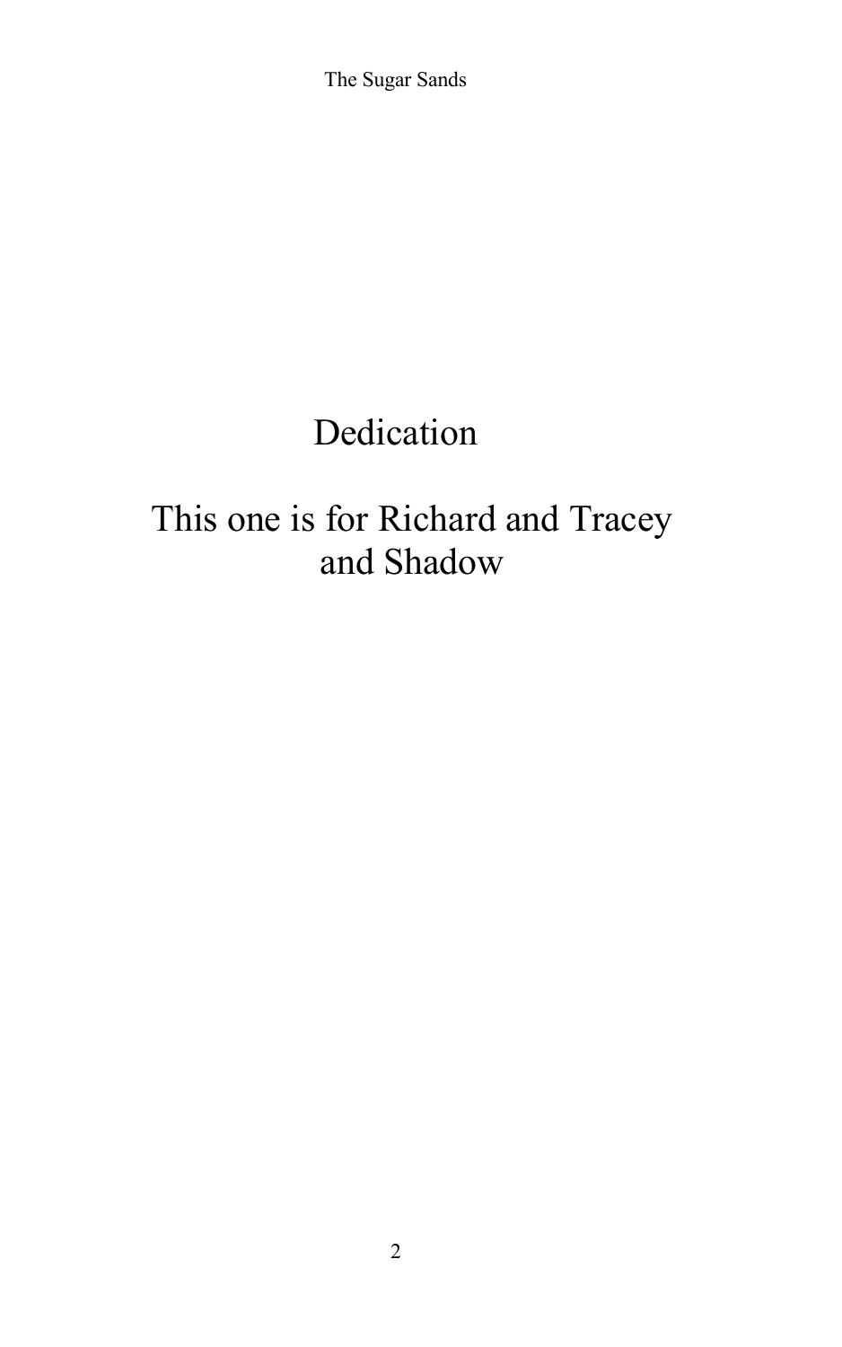# Dedication

This one is for Richard and Tracey and Shadow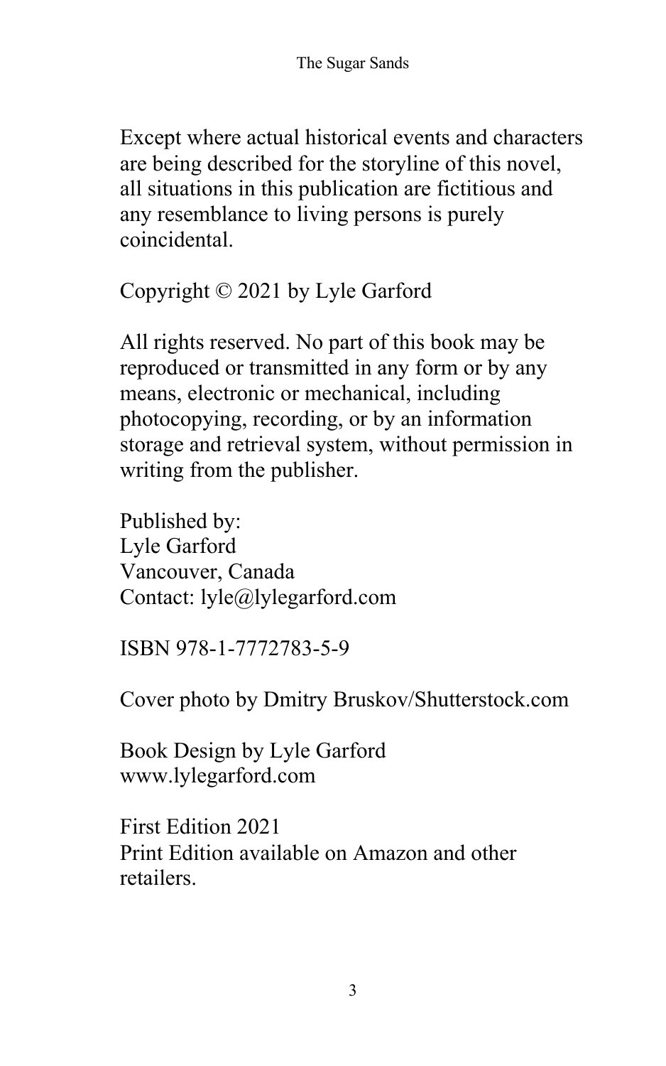Except where actual historical events and characters are being described for the storyline of this novel, all situations in this publication are fictitious and any resemblance to living persons is purely coincidental.

Copyright © 2021 by Lyle Garford

All rights reserved. No part of this book may be reproduced or transmitted in any form or by any means, electronic or mechanical, including photocopying, recording, or by an information storage and retrieval system, without permission in writing from the publisher.

Published by:
Lyle Garford
Vancouver, Canada
Contact: lyle@lylegarford.com

ISBN 978-1-7772783-5-9

Cover photo by Dmitry Bruskov/Shutterstock.com

Book Design by Lyle Garford
www.lylegarford.com

First Edition 2021
Print Edition available on Amazon and other retailers.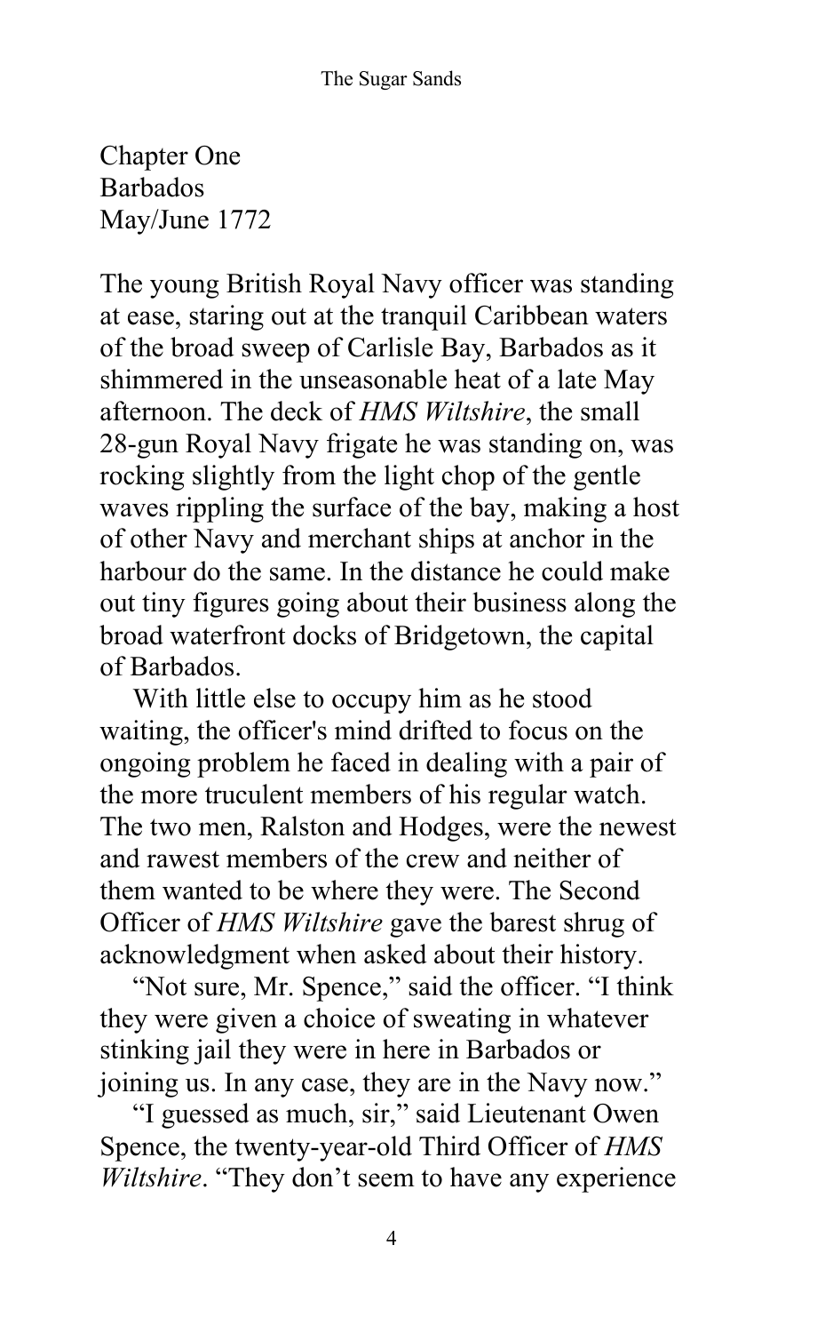# Chapter One
## Barbados
## May/June 1772

The young British Royal Navy officer was standing at ease, staring out at the tranquil Caribbean waters of the broad sweep of Carlisle Bay, Barbados as it shimmered in the unseasonable heat of a late May afternoon. The deck of *HMS Wiltshire*, the small 28-gun Royal Navy frigate he was standing on, was rocking slightly from the light chop of the gentle waves rippling the surface of the bay, making a host of other Navy and merchant ships at anchor in the harbour do the same. In the distance he could make out tiny figures going about their business along the broad waterfront docks of Bridgetown, the capital of Barbados.

With little else to occupy him as he stood waiting, the officer's mind drifted to focus on the ongoing problem he faced in dealing with a pair of the more truculent members of his regular watch. The two men, Ralston and Hodges, were the newest and rawest members of the crew and neither of them wanted to be where they were. The Second Officer of *HMS Wiltshire* gave the barest shrug of acknowledgment when asked about their history.

"Not sure, Mr. Spence," said the officer. "I think they were given a choice of sweating in whatever stinking jail they were in here in Barbados or joining us. In any case, they are in the Navy now."

"I guessed as much, sir," said Lieutenant Owen Spence, the twenty-year-old Third Officer of *HMS Wiltshire*. "They don't seem to have any experience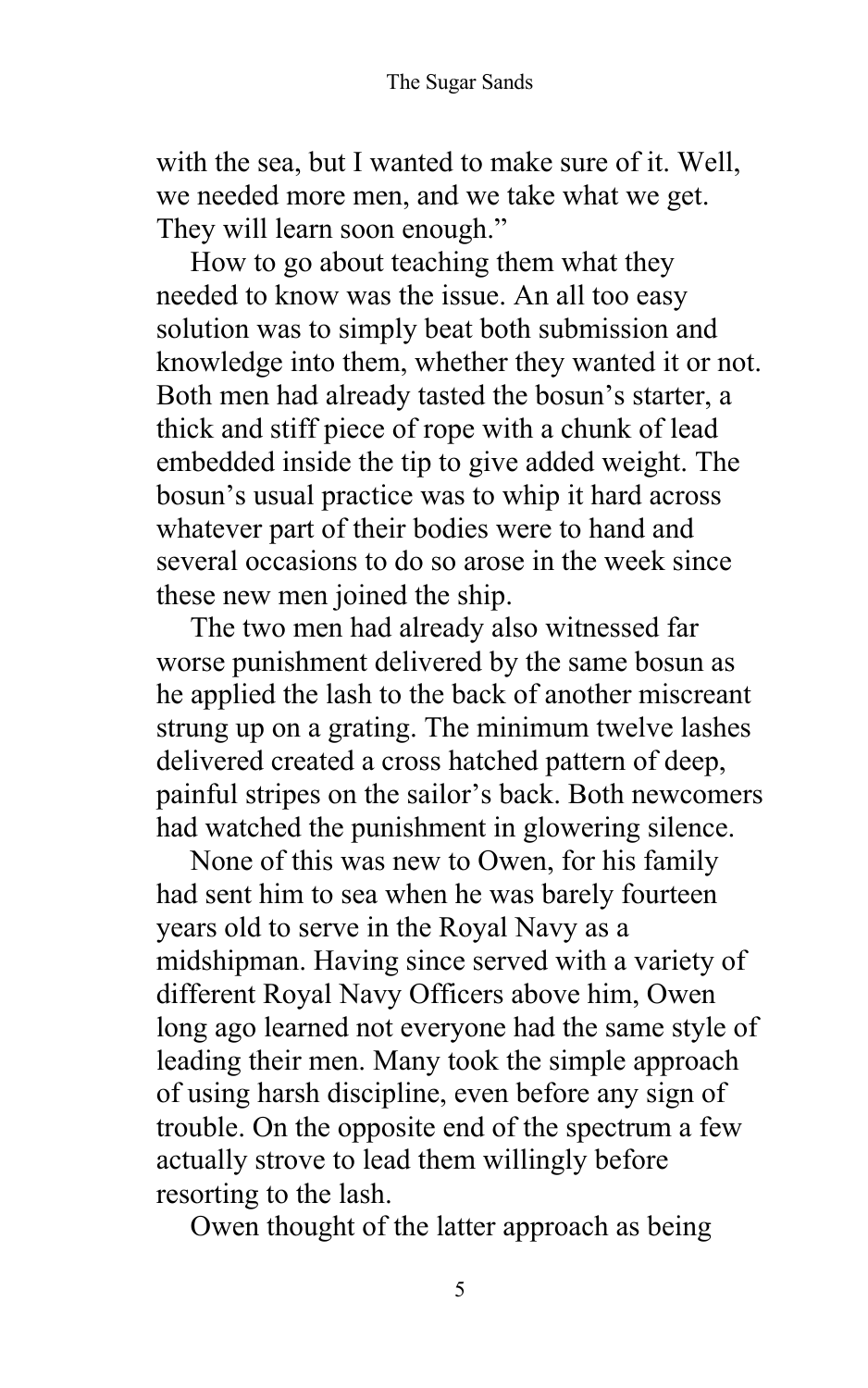with the sea, but I wanted to make sure of it. Well, we needed more men, and we take what we get. They will learn soon enough."

How to go about teaching them what they needed to know was the issue. An all too easy solution was to simply beat both submission and knowledge into them, whether they wanted it or not. Both men had already tasted the bosun's starter, a thick and stiff piece of rope with a chunk of lead embedded inside the tip to give added weight. The bosun's usual practice was to whip it hard across whatever part of their bodies were to hand and several occasions to do so arose in the week since these new men joined the ship.

The two men had already also witnessed far worse punishment delivered by the same bosun as he applied the lash to the back of another miscreant strung up on a grating. The minimum twelve lashes delivered created a cross hatched pattern of deep, painful stripes on the sailor's back. Both newcomers had watched the punishment in glowering silence.

None of this was new to Owen, for his family had sent him to sea when he was barely fourteen years old to serve in the Royal Navy as a midshipman. Having since served with a variety of different Royal Navy Officers above him, Owen long ago learned not everyone had the same style of leading their men. Many took the simple approach of using harsh discipline, even before any sign of trouble. On the opposite end of the spectrum a few actually strove to lead them willingly before resorting to the lash.

Owen thought of the latter approach as being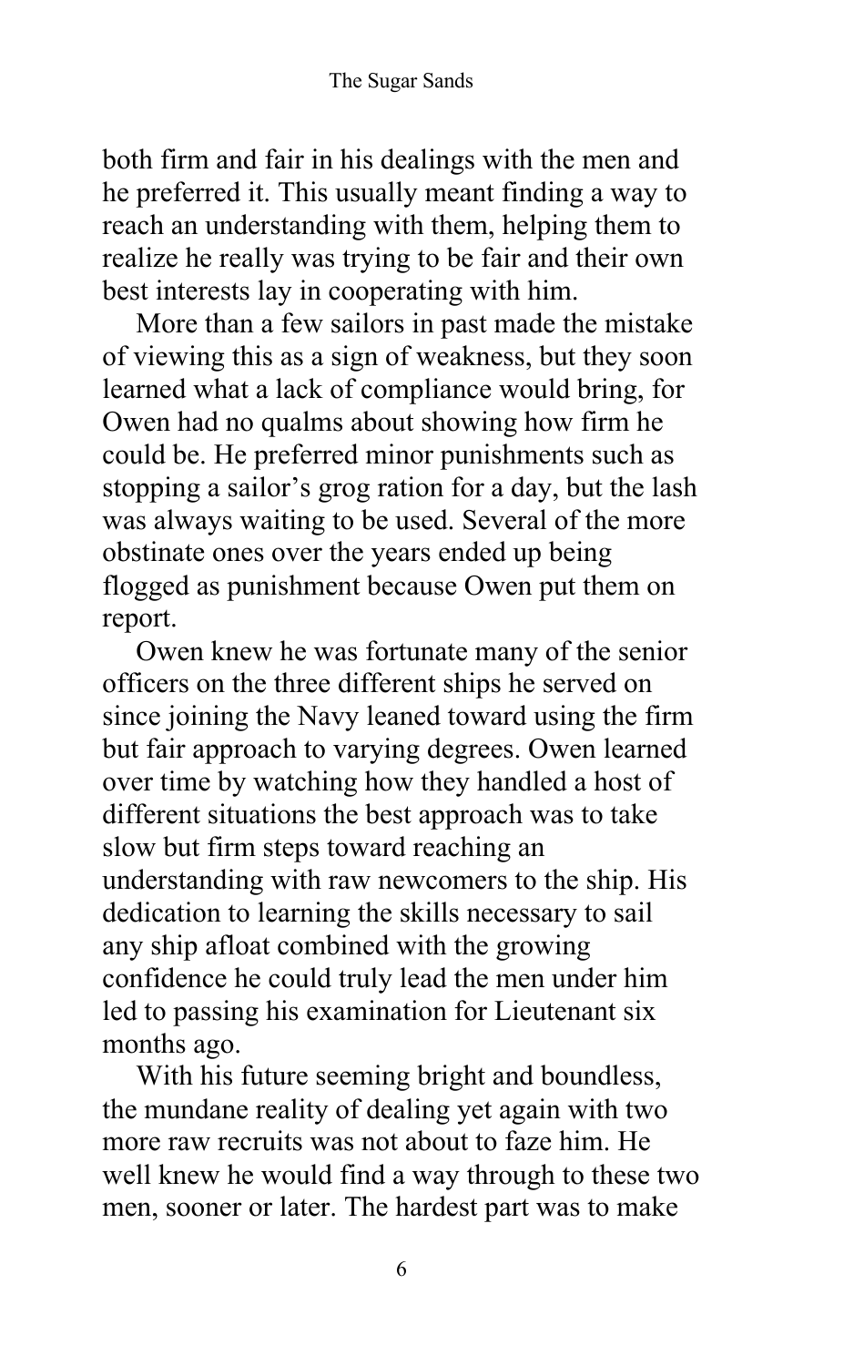both firm and fair in his dealings with the men and he preferred it. This usually meant finding a way to reach an understanding with them, helping them to realize he really was trying to be fair and their own best interests lay in cooperating with him.

More than a few sailors in past made the mistake of viewing this as a sign of weakness, but they soon learned what a lack of compliance would bring, for Owen had no qualms about showing how firm he could be. He preferred minor punishments such as stopping a sailor's grog ration for a day, but the lash was always waiting to be used. Several of the more obstinate ones over the years ended up being flogged as punishment because Owen put them on report.

Owen knew he was fortunate many of the senior officers on the three different ships he served on since joining the Navy leaned toward using the firm but fair approach to varying degrees. Owen learned over time by watching how they handled a host of different situations the best approach was to take slow but firm steps toward reaching an understanding with raw newcomers to the ship. His dedication to learning the skills necessary to sail any ship afloat combined with the growing confidence he could truly lead the men under him led to passing his examination for Lieutenant six months ago.

With his future seeming bright and boundless, the mundane reality of dealing yet again with two more raw recruits was not about to faze him. He well knew he would find a way through to these two men, sooner or later. The hardest part was to make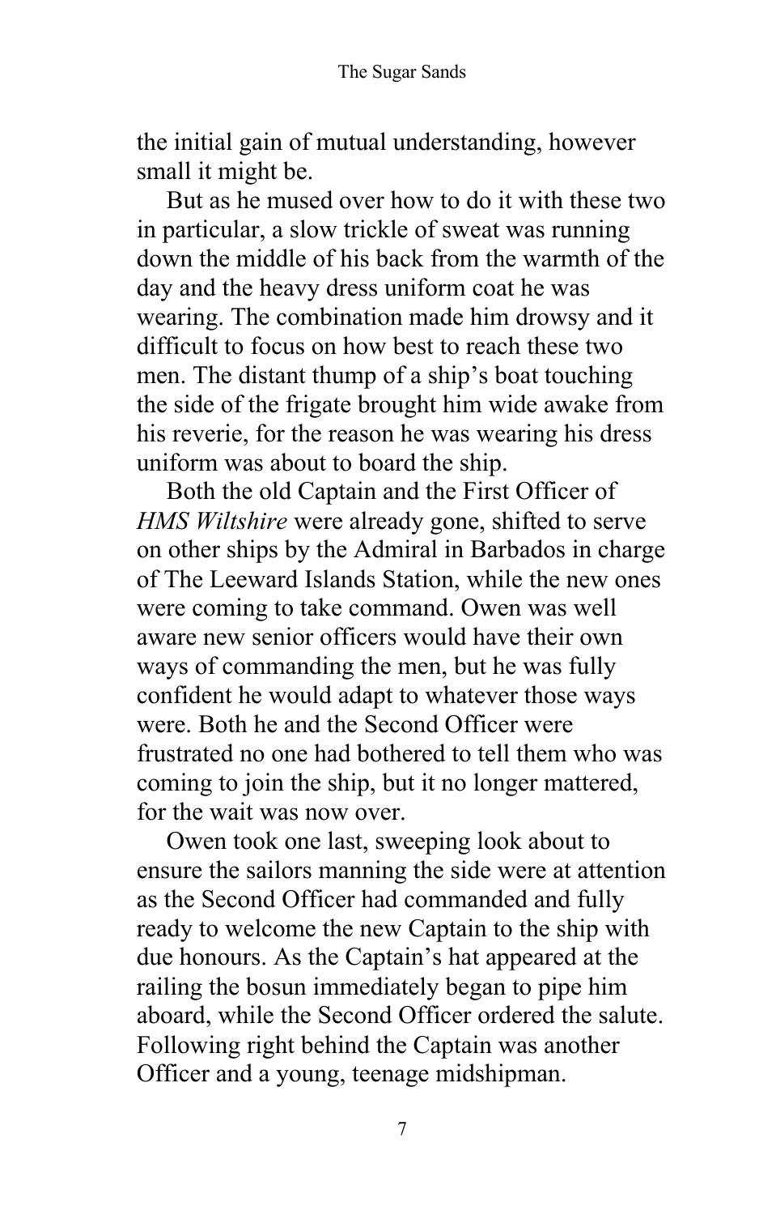the initial gain of mutual understanding, however small it might be.

But as he mused over how to do it with these two in particular, a slow trickle of sweat was running down the middle of his back from the warmth of the day and the heavy dress uniform coat he was wearing. The combination made him drowsy and it difficult to focus on how best to reach these two men. The distant thump of a ship's boat touching the side of the frigate brought him wide awake from his reverie, for the reason he was wearing his dress uniform was about to board the ship.

Both the old Captain and the First Officer of *HMS Wiltshire* were already gone, shifted to serve on other ships by the Admiral in Barbados in charge of The Leeward Islands Station, while the new ones were coming to take command. Owen was well aware new senior officers would have their own ways of commanding the men, but he was fully confident he would adapt to whatever those ways were. Both he and the Second Officer were frustrated no one had bothered to tell them who was coming to join the ship, but it no longer mattered, for the wait was now over.

Owen took one last, sweeping look about to ensure the sailors manning the side were at attention as the Second Officer had commanded and fully ready to welcome the new Captain to the ship with due honours. As the Captain's hat appeared at the railing the bosun immediately began to pipe him aboard, while the Second Officer ordered the salute. Following right behind the Captain was another Officer and a young, teenage midshipman.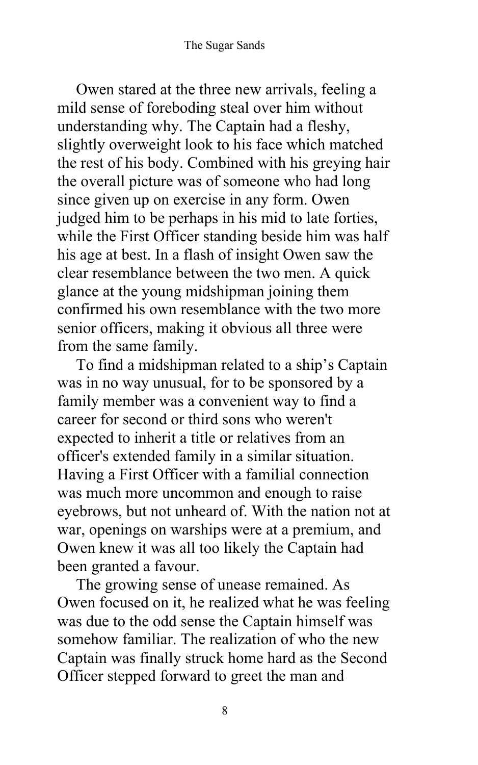Owen stared at the three new arrivals, feeling a mild sense of foreboding steal over him without understanding why. The Captain had a fleshy, slightly overweight look to his face which matched the rest of his body. Combined with his greying hair the overall picture was of someone who had long since given up on exercise in any form. Owen judged him to be perhaps in his mid to late forties, while the First Officer standing beside him was half his age at best. In a flash of insight Owen saw the clear resemblance between the two men. A quick glance at the young midshipman joining them confirmed his own resemblance with the two more senior officers, making it obvious all three were from the same family.

To find a midshipman related to a ship's Captain was in no way unusual, for to be sponsored by a family member was a convenient way to find a career for second or third sons who weren't expected to inherit a title or relatives from an officer's extended family in a similar situation. Having a First Officer with a familial connection was much more uncommon and enough to raise eyebrows, but not unheard of. With the nation not at war, openings on warships were at a premium, and Owen knew it was all too likely the Captain had been granted a favour.

The growing sense of unease remained. As Owen focused on it, he realized what he was feeling was due to the odd sense the Captain himself was somehow familiar. The realization of who the new Captain was finally struck home hard as the Second Officer stepped forward to greet the man and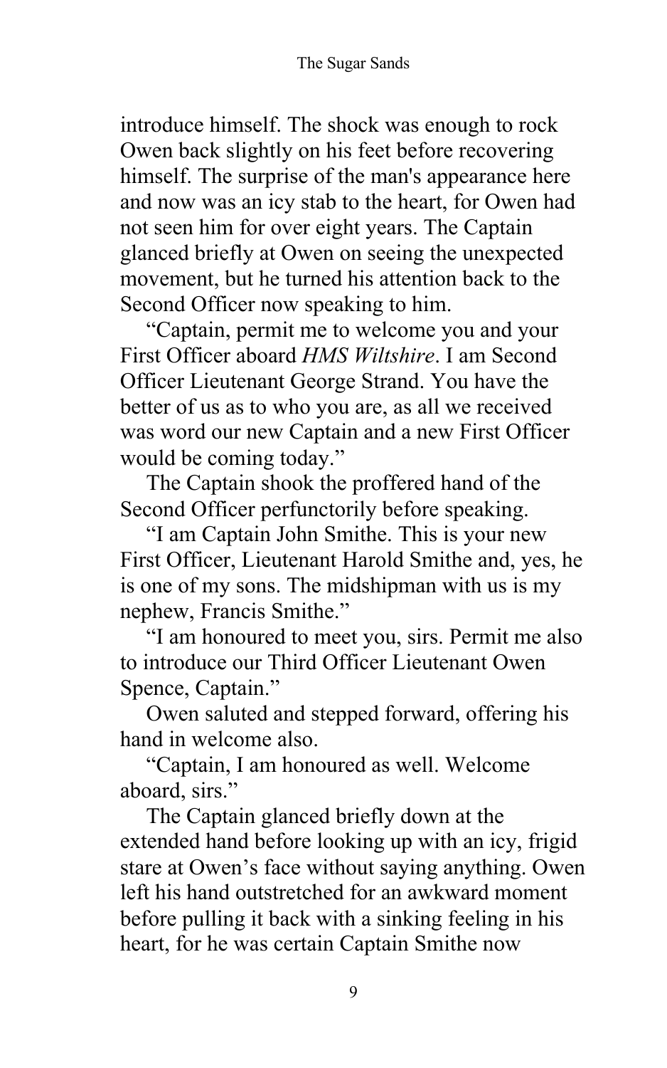introduce himself. The shock was enough to rock Owen back slightly on his feet before recovering himself. The surprise of the man's appearance here and now was an icy stab to the heart, for Owen had not seen him for over eight years. The Captain glanced briefly at Owen on seeing the unexpected movement, but he turned his attention back to the Second Officer now speaking to him.

"Captain, permit me to welcome you and your First Officer aboard *HMS Wiltshire*. I am Second Officer Lieutenant George Strand. You have the better of us as to who you are, as all we received was word our new Captain and a new First Officer would be coming today."

The Captain shook the proffered hand of the Second Officer perfunctorily before speaking.

"I am Captain John Smithe. This is your new First Officer, Lieutenant Harold Smithe and, yes, he is one of my sons. The midshipman with us is my nephew, Francis Smithe."

"I am honoured to meet you, sirs. Permit me also to introduce our Third Officer Lieutenant Owen Spence, Captain."

Owen saluted and stepped forward, offering his hand in welcome also.

"Captain, I am honoured as well. Welcome aboard, sirs."

The Captain glanced briefly down at the extended hand before looking up with an icy, frigid stare at Owen's face without saying anything. Owen left his hand outstretched for an awkward moment before pulling it back with a sinking feeling in his heart, for he was certain Captain Smithe now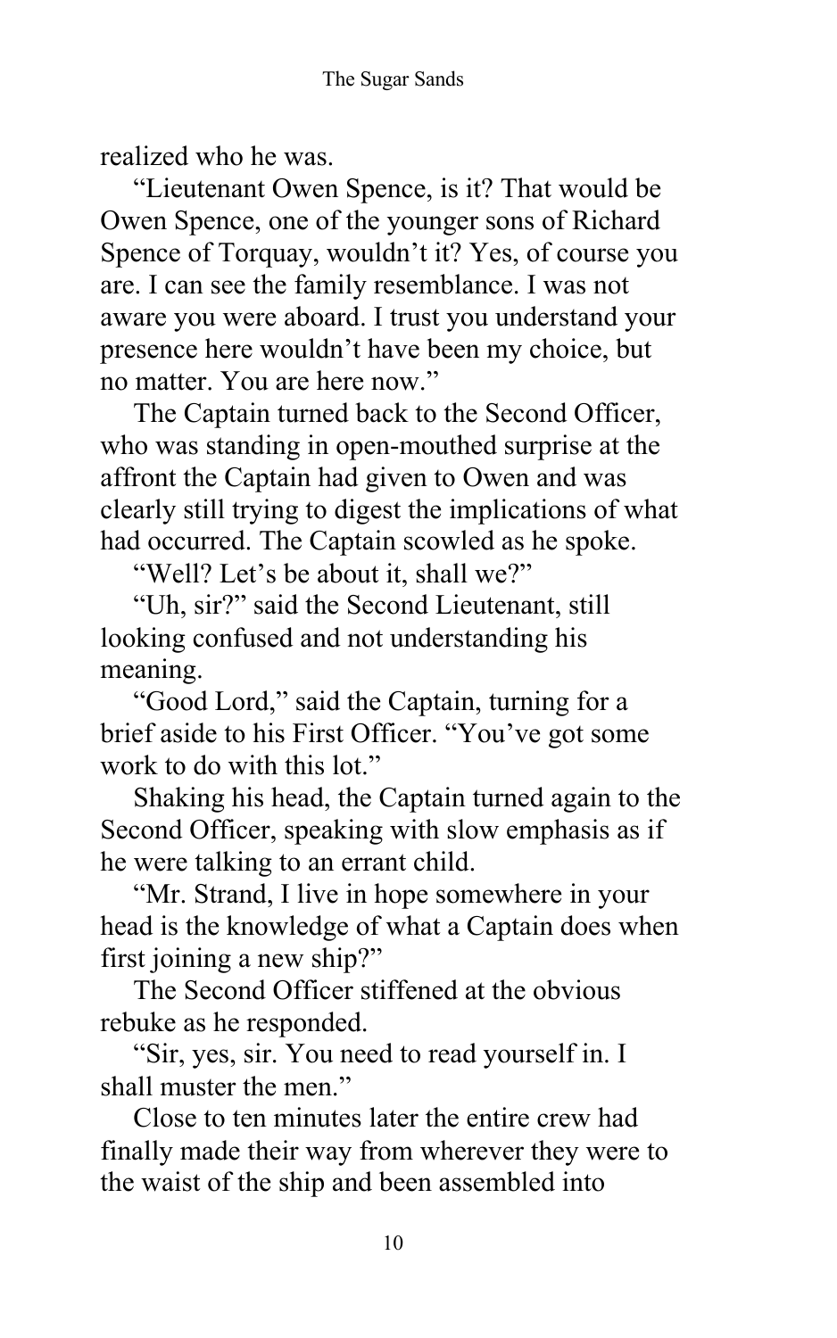realized who he was.

"Lieutenant Owen Spence, is it? That would be Owen Spence, one of the younger sons of Richard Spence of Torquay, wouldn't it? Yes, of course you are. I can see the family resemblance. I was not aware you were aboard. I trust you understand your presence here wouldn't have been my choice, but no matter. You are here now."

The Captain turned back to the Second Officer, who was standing in open-mouthed surprise at the affront the Captain had given to Owen and was clearly still trying to digest the implications of what had occurred. The Captain scowled as he spoke.

"Well? Let's be about it, shall we?"

"Uh, sir?" said the Second Lieutenant, still looking confused and not understanding his meaning.

"Good Lord," said the Captain, turning for a brief aside to his First Officer. "You've got some work to do with this lot."

Shaking his head, the Captain turned again to the Second Officer, speaking with slow emphasis as if he were talking to an errant child.

"Mr. Strand, I live in hope somewhere in your head is the knowledge of what a Captain does when first joining a new ship?"

The Second Officer stiffened at the obvious rebuke as he responded.

"Sir, yes, sir. You need to read yourself in. I shall muster the men."

Close to ten minutes later the entire crew had finally made their way from wherever they were to the waist of the ship and been assembled into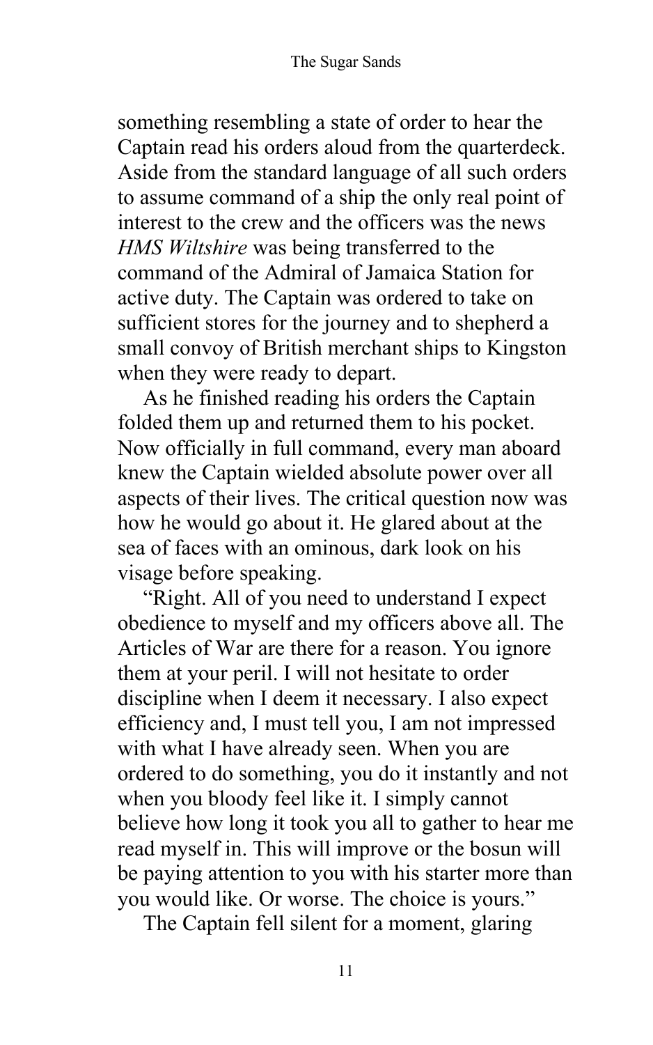something resembling a state of order to hear the Captain read his orders aloud from the quarterdeck. Aside from the standard language of all such orders to assume command of a ship the only real point of interest to the crew and the officers was the news *HMS Wiltshire* was being transferred to the command of the Admiral of Jamaica Station for active duty. The Captain was ordered to take on sufficient stores for the journey and to shepherd a small convoy of British merchant ships to Kingston when they were ready to depart.

As he finished reading his orders the Captain folded them up and returned them to his pocket. Now officially in full command, every man aboard knew the Captain wielded absolute power over all aspects of their lives. The critical question now was how he would go about it. He glared about at the sea of faces with an ominous, dark look on his visage before speaking.

"Right. All of you need to understand I expect obedience to myself and my officers above all. The Articles of War are there for a reason. You ignore them at your peril. I will not hesitate to order discipline when I deem it necessary. I also expect efficiency and, I must tell you, I am not impressed with what I have already seen. When you are ordered to do something, you do it instantly and not when you bloody feel like it. I simply cannot believe how long it took you all to gather to hear me read myself in. This will improve or the bosun will be paying attention to you with his starter more than you would like. Or worse. The choice is yours."

The Captain fell silent for a moment, glaring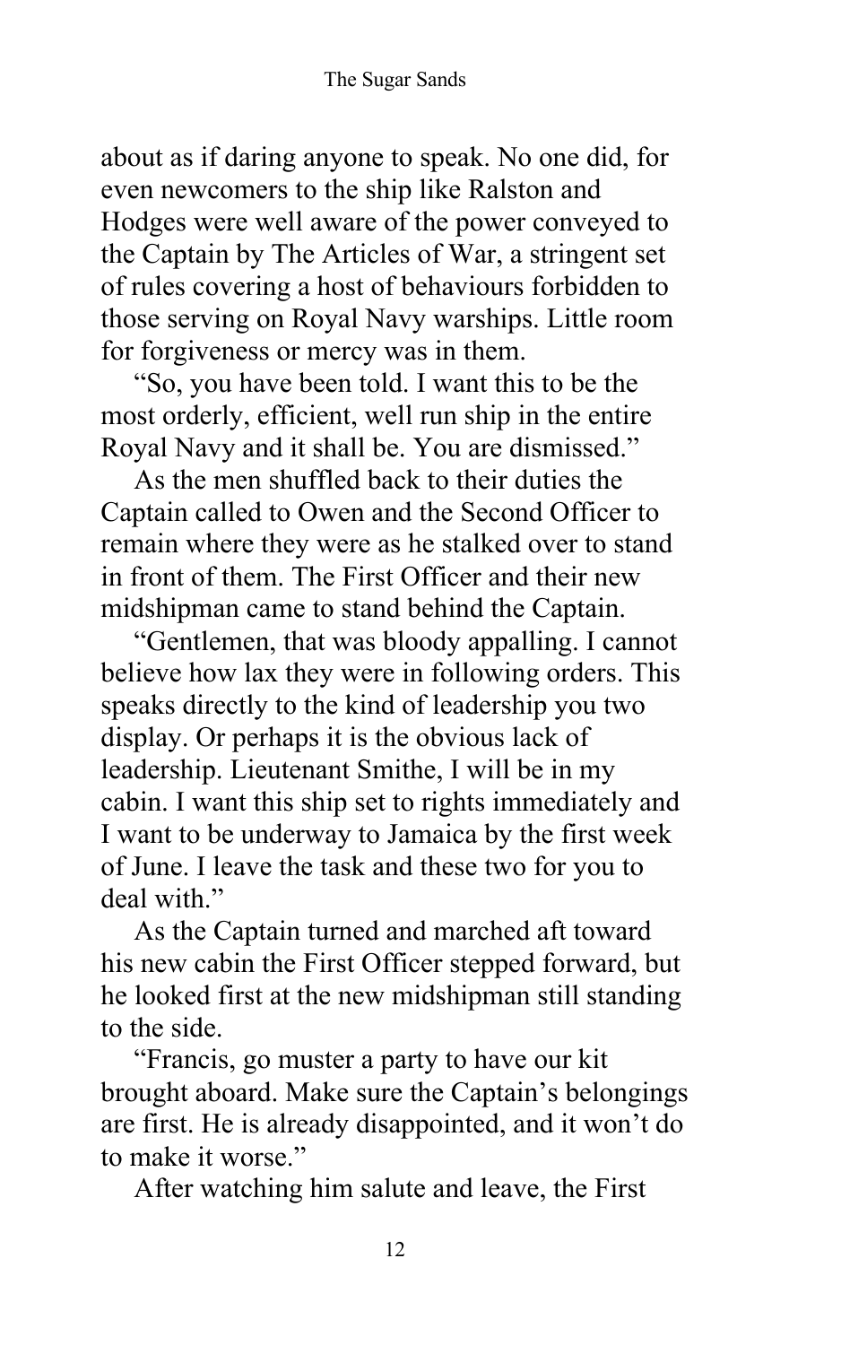about as if daring anyone to speak. No one did, for even newcomers to the ship like Ralston and Hodges were well aware of the power conveyed to the Captain by The Articles of War, a stringent set of rules covering a host of behaviours forbidden to those serving on Royal Navy warships. Little room for forgiveness or mercy was in them.

"So, you have been told. I want this to be the most orderly, efficient, well run ship in the entire Royal Navy and it shall be. You are dismissed."

As the men shuffled back to their duties the Captain called to Owen and the Second Officer to remain where they were as he stalked over to stand in front of them. The First Officer and their new midshipman came to stand behind the Captain.

"Gentlemen, that was bloody appalling. I cannot believe how lax they were in following orders. This speaks directly to the kind of leadership you two display. Or perhaps it is the obvious lack of leadership. Lieutenant Smithe, I will be in my cabin. I want this ship set to rights immediately and I want to be underway to Jamaica by the first week of June. I leave the task and these two for you to deal with."

As the Captain turned and marched aft toward his new cabin the First Officer stepped forward, but he looked first at the new midshipman still standing to the side.

"Francis, go muster a party to have our kit brought aboard. Make sure the Captain's belongings are first. He is already disappointed, and it won't do to make it worse."

After watching him salute and leave, the First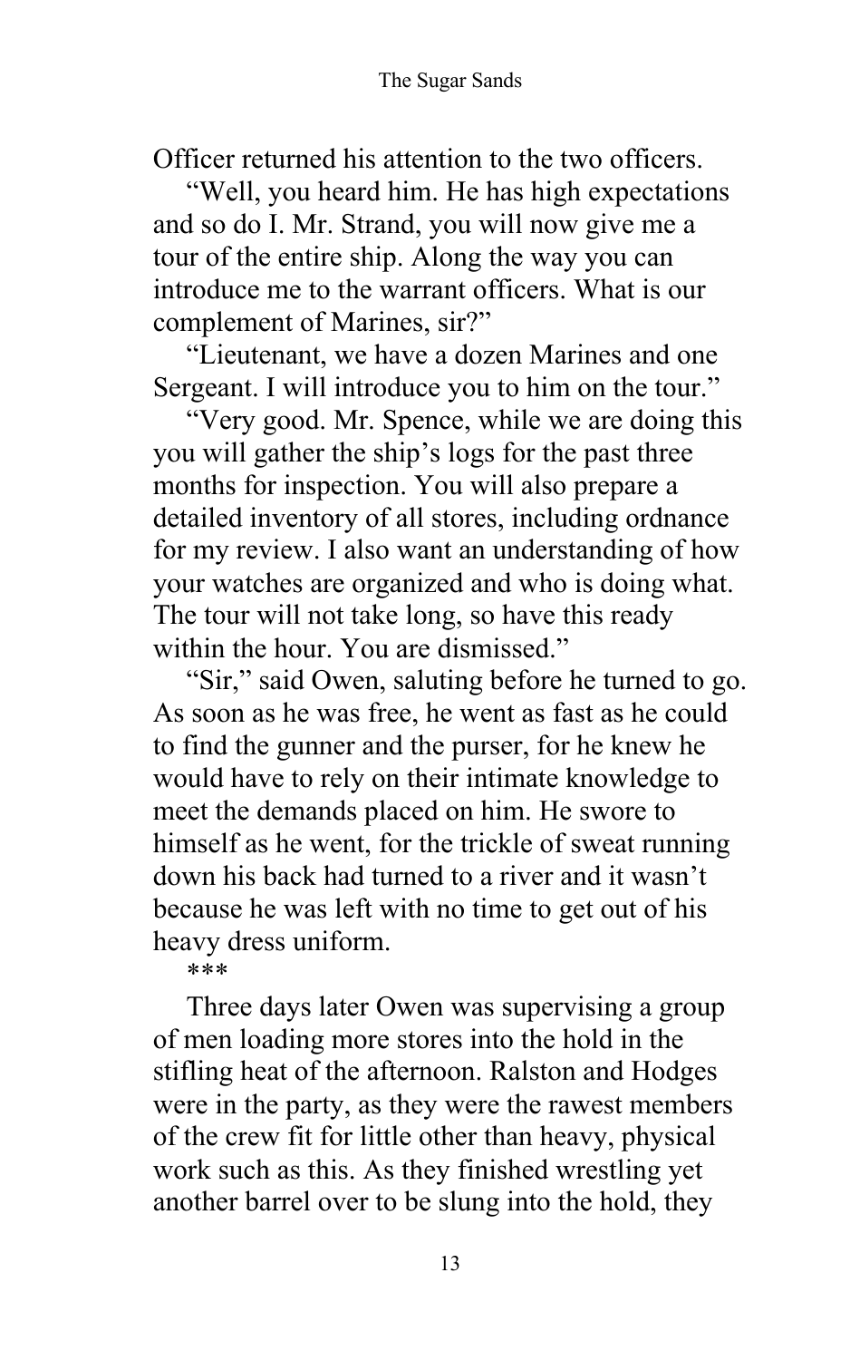Officer returned his attention to the two officers.

"Well, you heard him. He has high expectations and so do I. Mr. Strand, you will now give me a tour of the entire ship. Along the way you can introduce me to the warrant officers. What is our complement of Marines, sir?"

"Lieutenant, we have a dozen Marines and one Sergeant. I will introduce you to him on the tour."

"Very good. Mr. Spence, while we are doing this you will gather the ship's logs for the past three months for inspection. You will also prepare a detailed inventory of all stores, including ordnance for my review. I also want an understanding of how your watches are organized and who is doing what. The tour will not take long, so have this ready within the hour. You are dismissed."

"Sir," said Owen, saluting before he turned to go. As soon as he was free, he went as fast as he could to find the gunner and the purser, for he knew he would have to rely on their intimate knowledge to meet the demands placed on him. He swore to himself as he went, for the trickle of sweat running down his back had turned to a river and it wasn't because he was left with no time to get out of his heavy dress uniform.

***

Three days later Owen was supervising a group of men loading more stores into the hold in the stifling heat of the afternoon. Ralston and Hodges were in the party, as they were the rawest members of the crew fit for little other than heavy, physical work such as this. As they finished wrestling yet another barrel over to be slung into the hold, they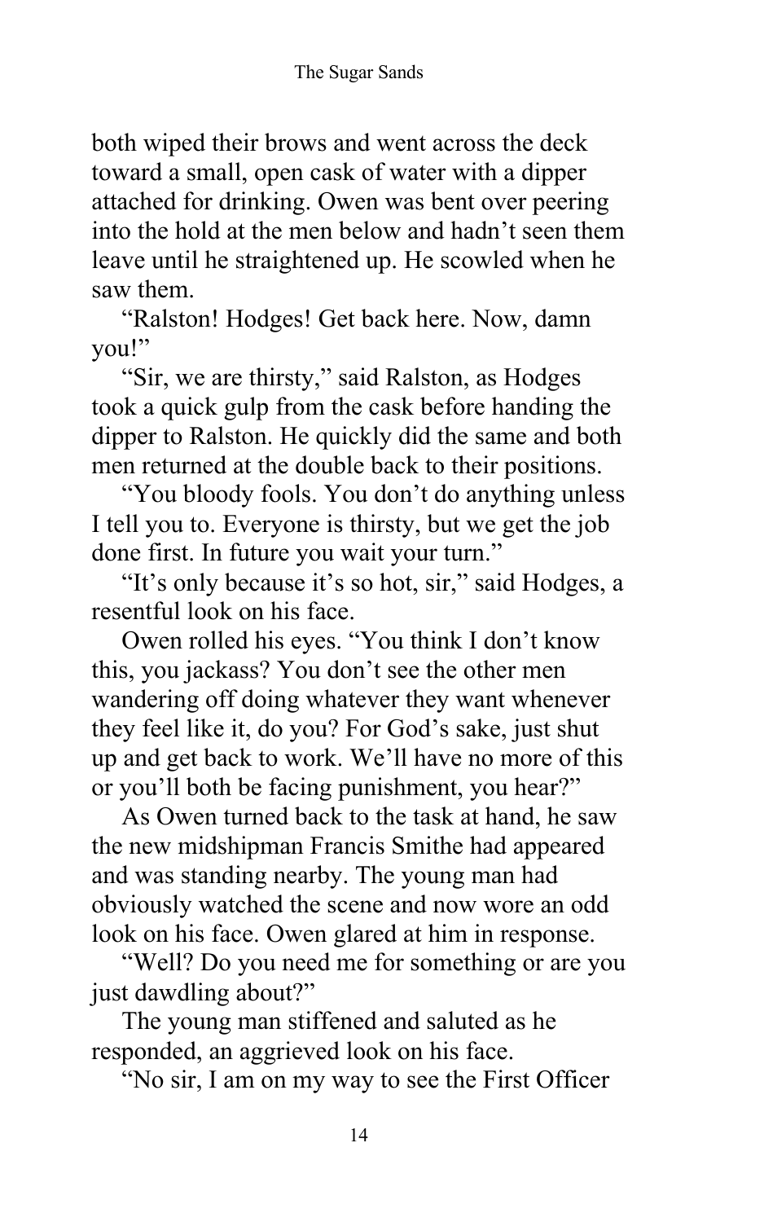both wiped their brows and went across the deck toward a small, open cask of water with a dipper attached for drinking. Owen was bent over peering into the hold at the men below and hadn't seen them leave until he straightened up. He scowled when he saw them.

"Ralston! Hodges! Get back here. Now, damn you!"

"Sir, we are thirsty," said Ralston, as Hodges took a quick gulp from the cask before handing the dipper to Ralston. He quickly did the same and both men returned at the double back to their positions.

"You bloody fools. You don't do anything unless I tell you to. Everyone is thirsty, but we get the job done first. In future you wait your turn."

"It's only because it's so hot, sir," said Hodges, a resentful look on his face.

Owen rolled his eyes. "You think I don't know this, you jackass? You don't see the other men wandering off doing whatever they want whenever they feel like it, do you? For God's sake, just shut up and get back to work. We'll have no more of this or you'll both be facing punishment, you hear?"

As Owen turned back to the task at hand, he saw the new midshipman Francis Smithe had appeared and was standing nearby. The young man had obviously watched the scene and now wore an odd look on his face. Owen glared at him in response.

"Well? Do you need me for something or are you just dawdling about?"

The young man stiffened and saluted as he responded, an aggrieved look on his face.

"No sir, I am on my way to see the First Officer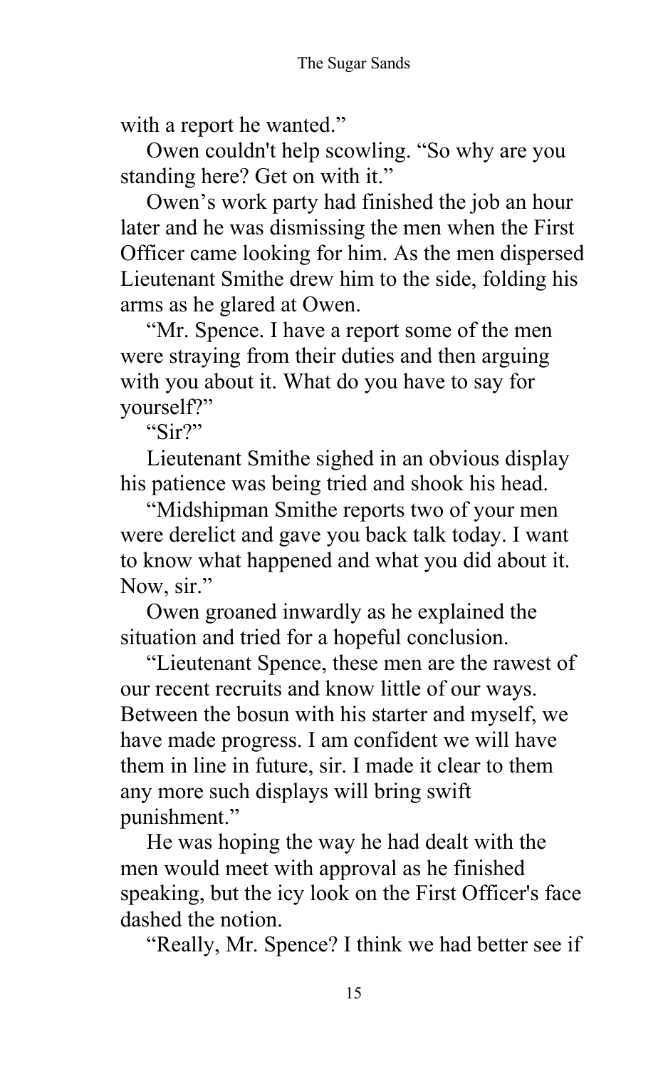with a report he wanted."

Owen couldn't help scowling. "So why are you standing here? Get on with it."

Owen's work party had finished the job an hour later and he was dismissing the men when the First Officer came looking for him. As the men dispersed Lieutenant Smithe drew him to the side, folding his arms as he glared at Owen.

"Mr. Spence. I have a report some of the men were straying from their duties and then arguing with you about it. What do you have to say for yourself?"

"Sir?"

Lieutenant Smithe sighed in an obvious display his patience was being tried and shook his head.

"Midshipman Smithe reports two of your men were derelict and gave you back talk today. I want to know what happened and what you did about it. Now, sir."

Owen groaned inwardly as he explained the situation and tried for a hopeful conclusion.

"Lieutenant Spence, these men are the rawest of our recent recruits and know little of our ways. Between the bosun with his starter and myself, we have made progress. I am confident we will have them in line in future, sir. I made it clear to them any more such displays will bring swift punishment."

He was hoping the way he had dealt with the men would meet with approval as he finished speaking, but the icy look on the First Officer's face dashed the notion.

"Really, Mr. Spence? I think we had better see if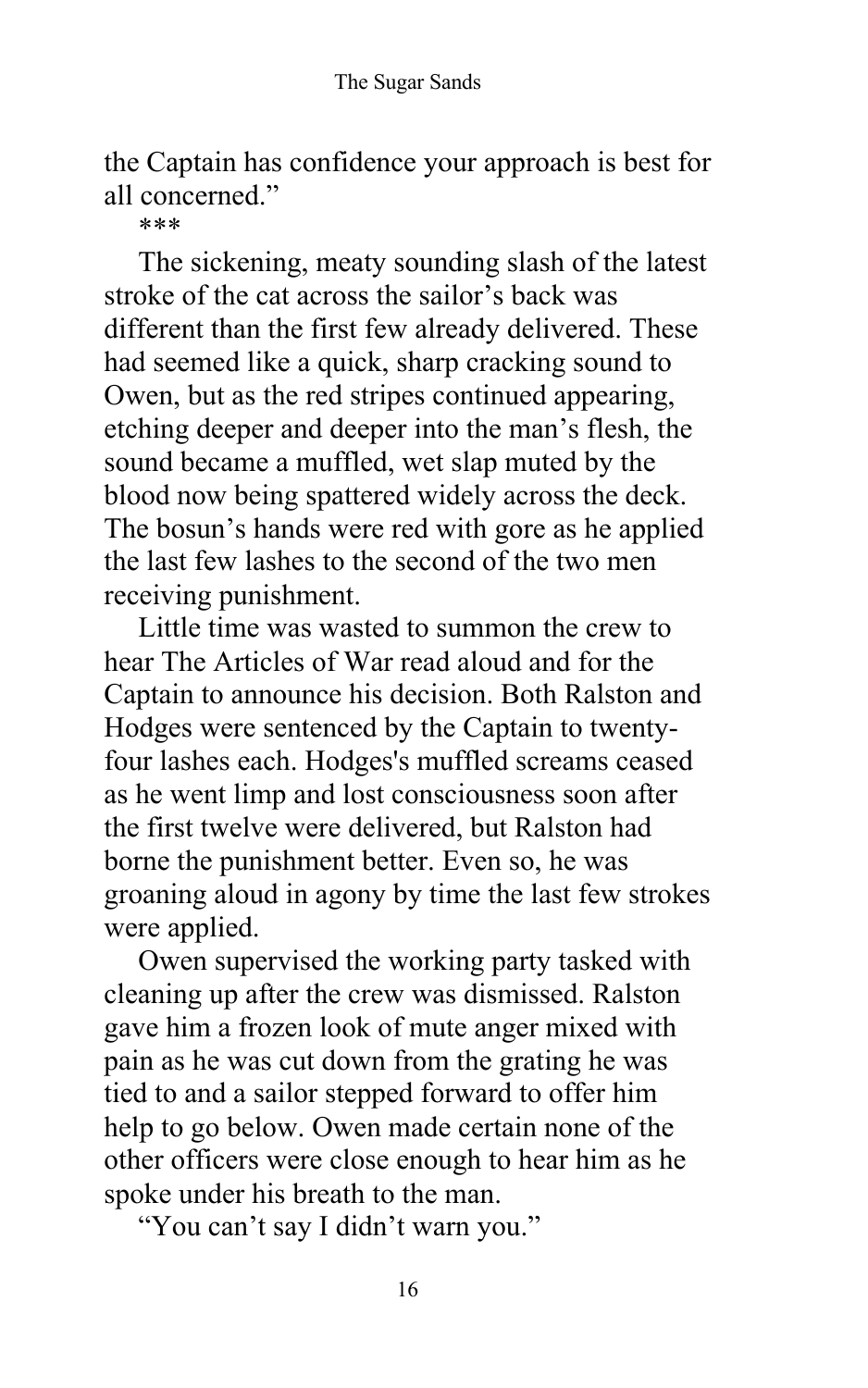the Captain has confidence your approach is best for all concerned."

***

The sickening, meaty sounding slash of the latest stroke of the cat across the sailor's back was different than the first few already delivered. These had seemed like a quick, sharp cracking sound to Owen, but as the red stripes continued appearing, etching deeper and deeper into the man's flesh, the sound became a muffled, wet slap muted by the blood now being spattered widely across the deck. The bosun's hands were red with gore as he applied the last few lashes to the second of the two men receiving punishment.

Little time was wasted to summon the crew to hear The Articles of War read aloud and for the Captain to announce his decision. Both Ralston and Hodges were sentenced by the Captain to twenty-four lashes each. Hodges's muffled screams ceased as he went limp and lost consciousness soon after the first twelve were delivered, but Ralston had borne the punishment better. Even so, he was groaning aloud in agony by time the last few strokes were applied.

Owen supervised the working party tasked with cleaning up after the crew was dismissed. Ralston gave him a frozen look of mute anger mixed with pain as he was cut down from the grating he was tied to and a sailor stepped forward to offer him help to go below. Owen made certain none of the other officers were close enough to hear him as he spoke under his breath to the man.

"You can't say I didn't warn you."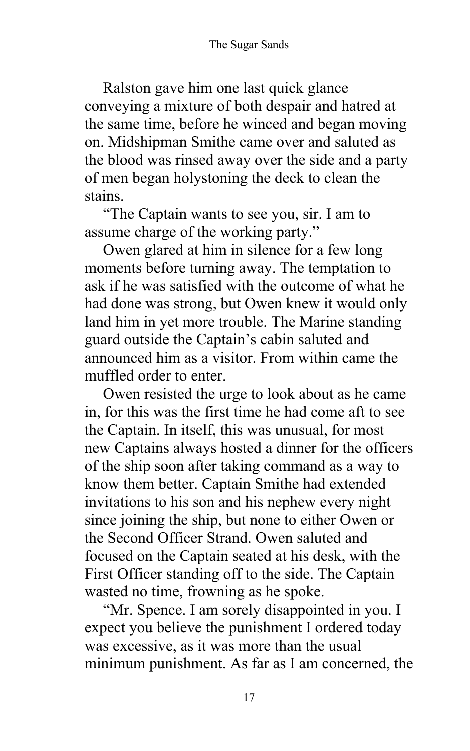Ralston gave him one last quick glance conveying a mixture of both despair and hatred at the same time, before he winced and began moving on. Midshipman Smithe came over and saluted as the blood was rinsed away over the side and a party of men began holystoning the deck to clean the stains.

"The Captain wants to see you, sir. I am to assume charge of the working party."

Owen glared at him in silence for a few long moments before turning away. The temptation to ask if he was satisfied with the outcome of what he had done was strong, but Owen knew it would only land him in yet more trouble. The Marine standing guard outside the Captain's cabin saluted and announced him as a visitor. From within came the muffled order to enter.

Owen resisted the urge to look about as he came in, for this was the first time he had come aft to see the Captain. In itself, this was unusual, for most new Captains always hosted a dinner for the officers of the ship soon after taking command as a way to know them better. Captain Smithe had extended invitations to his son and his nephew every night since joining the ship, but none to either Owen or the Second Officer Strand. Owen saluted and focused on the Captain seated at his desk, with the First Officer standing off to the side. The Captain wasted no time, frowning as he spoke.

"Mr. Spence. I am sorely disappointed in you. I expect you believe the punishment I ordered today was excessive, as it was more than the usual minimum punishment. As far as I am concerned, the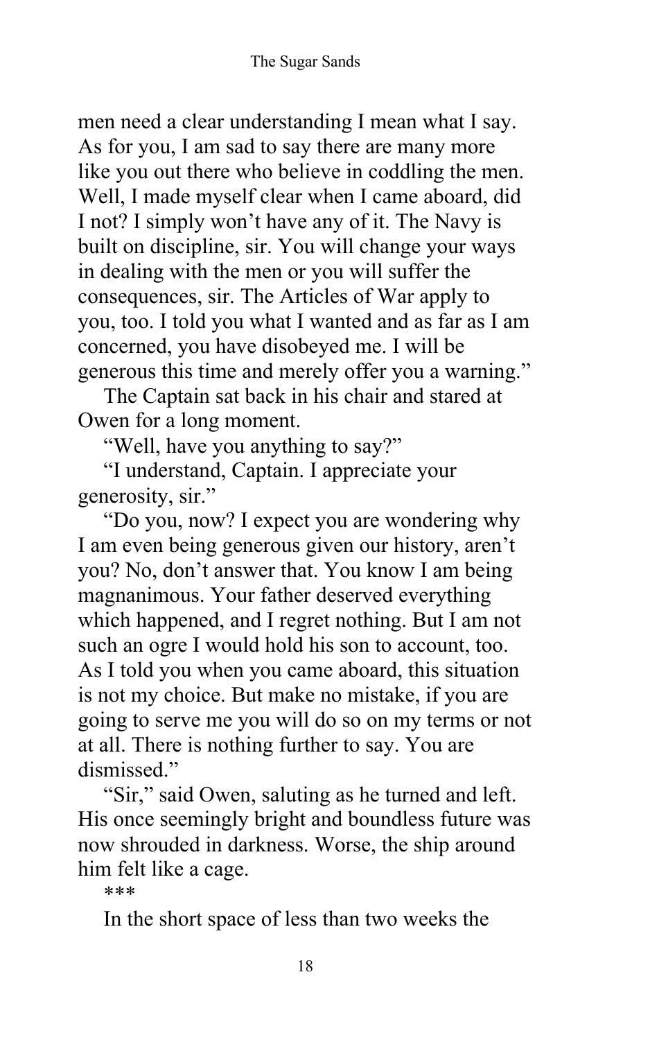men need a clear understanding I mean what I say. As for you, I am sad to say there are many more like you out there who believe in coddling the men. Well, I made myself clear when I came aboard, did I not? I simply won't have any of it. The Navy is built on discipline, sir. You will change your ways in dealing with the men or you will suffer the consequences, sir. The Articles of War apply to you, too. I told you what I wanted and as far as I am concerned, you have disobeyed me. I will be generous this time and merely offer you a warning."

The Captain sat back in his chair and stared at Owen for a long moment.

"Well, have you anything to say?"

"I understand, Captain. I appreciate your generosity, sir."

"Do you, now? I expect you are wondering why I am even being generous given our history, aren't you? No, don't answer that. You know I am being magnanimous. Your father deserved everything which happened, and I regret nothing. But I am not such an ogre I would hold his son to account, too. As I told you when you came aboard, this situation is not my choice. But make no mistake, if you are going to serve me you will do so on my terms or not at all. There is nothing further to say. You are dismissed."

"Sir," said Owen, saluting as he turned and left. His once seemingly bright and boundless future was now shrouded in darkness. Worse, the ship around him felt like a cage.

***

In the short space of less than two weeks the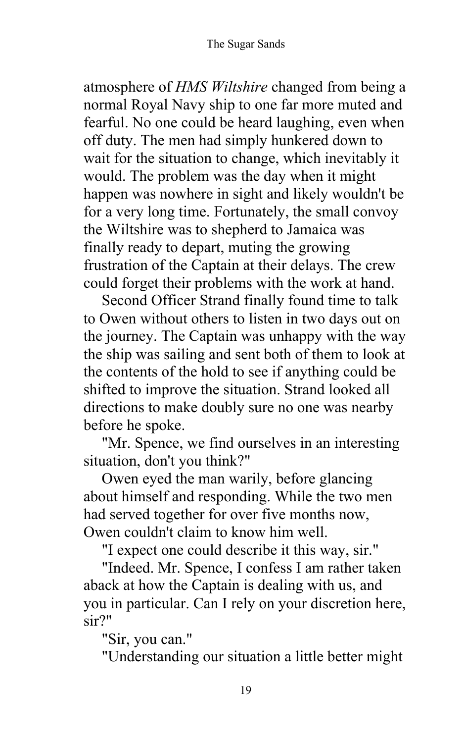atmosphere of *HMS Wiltshire* changed from being a normal Royal Navy ship to one far more muted and fearful. No one could be heard laughing, even when off duty. The men had simply hunkered down to wait for the situation to change, which inevitably it would. The problem was the day when it might happen was nowhere in sight and likely wouldn't be for a very long time. Fortunately, the small convoy the Wiltshire was to shepherd to Jamaica was finally ready to depart, muting the growing frustration of the Captain at their delays. The crew could forget their problems with the work at hand.

Second Officer Strand finally found time to talk to Owen without others to listen in two days out on the journey. The Captain was unhappy with the way the ship was sailing and sent both of them to look at the contents of the hold to see if anything could be shifted to improve the situation. Strand looked all directions to make doubly sure no one was nearby before he spoke.

"Mr. Spence, we find ourselves in an interesting situation, don't you think?"

Owen eyed the man warily, before glancing about himself and responding. While the two men had served together for over five months now, Owen couldn't claim to know him well.

"I expect one could describe it this way, sir."

"Indeed. Mr. Spence, I confess I am rather taken aback at how the Captain is dealing with us, and you in particular. Can I rely on your discretion here, sir?"

"Sir, you can."

"Understanding our situation a little better might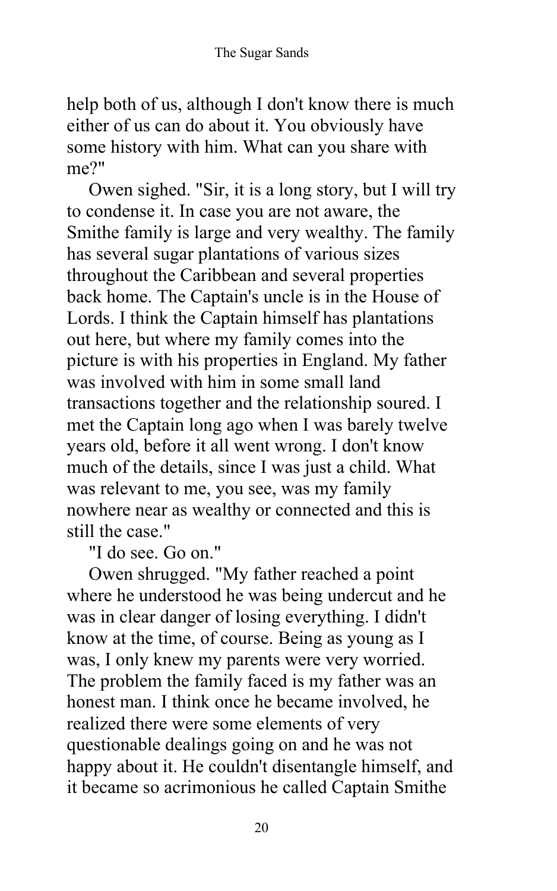help both of us, although I don't know there is much either of us can do about it. You obviously have some history with him. What can you share with me?"

Owen sighed. "Sir, it is a long story, but I will try to condense it. In case you are not aware, the Smithe family is large and very wealthy. The family has several sugar plantations of various sizes throughout the Caribbean and several properties back home. The Captain's uncle is in the House of Lords. I think the Captain himself has plantations out here, but where my family comes into the picture is with his properties in England. My father was involved with him in some small land transactions together and the relationship soured. I met the Captain long ago when I was barely twelve years old, before it all went wrong. I don't know much of the details, since I was just a child. What was relevant to me, you see, was my family nowhere near as wealthy or connected and this is still the case."

"I do see. Go on."

Owen shrugged. "My father reached a point where he understood he was being undercut and he was in clear danger of losing everything. I didn't know at the time, of course. Being as young as I was, I only knew my parents were very worried. The problem the family faced is my father was an honest man. I think once he became involved, he realized there were some elements of very questionable dealings going on and he was not happy about it. He couldn't disentangle himself, and it became so acrimonious he called Captain Smithe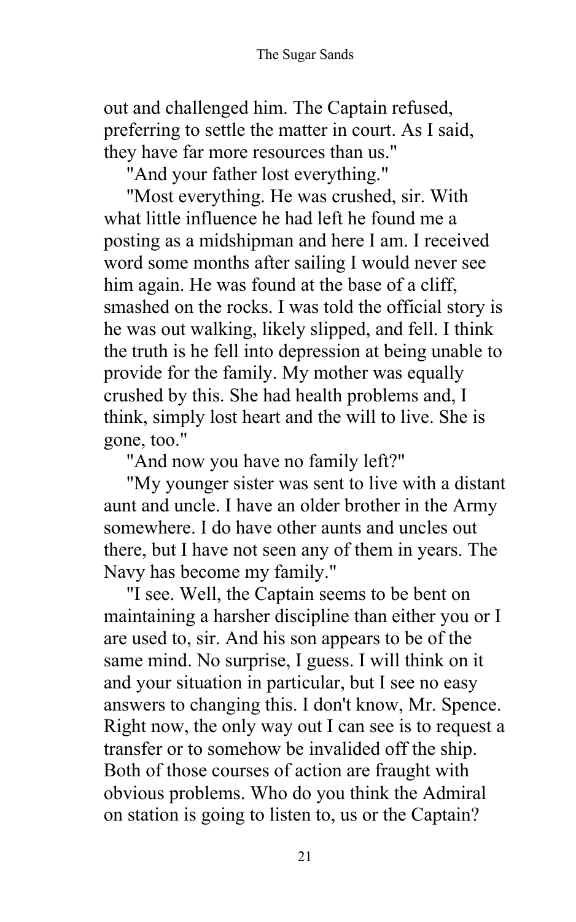out and challenged him. The Captain refused, preferring to settle the matter in court. As I said, they have far more resources than us."

"And your father lost everything."

"Most everything. He was crushed, sir. With what little influence he had left he found me a posting as a midshipman and here I am. I received word some months after sailing I would never see him again. He was found at the base of a cliff, smashed on the rocks. I was told the official story is he was out walking, likely slipped, and fell. I think the truth is he fell into depression at being unable to provide for the family. My mother was equally crushed by this. She had health problems and, I think, simply lost heart and the will to live. She is gone, too."

"And now you have no family left?"

"My younger sister was sent to live with a distant aunt and uncle. I have an older brother in the Army somewhere. I do have other aunts and uncles out there, but I have not seen any of them in years. The Navy has become my family."

"I see. Well, the Captain seems to be bent on maintaining a harsher discipline than either you or I are used to, sir. And his son appears to be of the same mind. No surprise, I guess. I will think on it and your situation in particular, but I see no easy answers to changing this. I don't know, Mr. Spence. Right now, the only way out I can see is to request a transfer or to somehow be invalided off the ship. Both of those courses of action are fraught with obvious problems. Who do you think the Admiral on station is going to listen to, us or the Captain?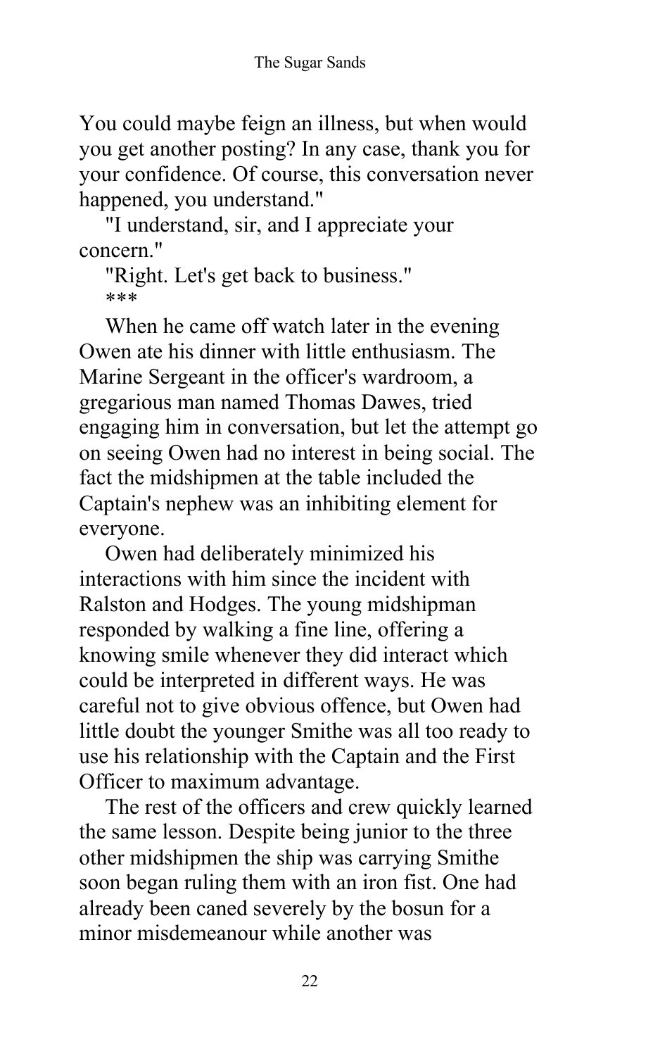You could maybe feign an illness, but when would you get another posting? In any case, thank you for your confidence. Of course, this conversation never happened, you understand."

"I understand, sir, and I appreciate your concern."

"Right. Let's get back to business."

***

When he came off watch later in the evening Owen ate his dinner with little enthusiasm. The Marine Sergeant in the officer's wardroom, a gregarious man named Thomas Dawes, tried engaging him in conversation, but let the attempt go on seeing Owen had no interest in being social. The fact the midshipmen at the table included the Captain's nephew was an inhibiting element for everyone.

Owen had deliberately minimized his interactions with him since the incident with Ralston and Hodges. The young midshipman responded by walking a fine line, offering a knowing smile whenever they did interact which could be interpreted in different ways. He was careful not to give obvious offence, but Owen had little doubt the younger Smithe was all too ready to use his relationship with the Captain and the First Officer to maximum advantage.

The rest of the officers and crew quickly learned the same lesson. Despite being junior to the three other midshipmen the ship was carrying Smithe soon began ruling them with an iron fist. One had already been caned severely by the bosun for a minor misdemeanour while another was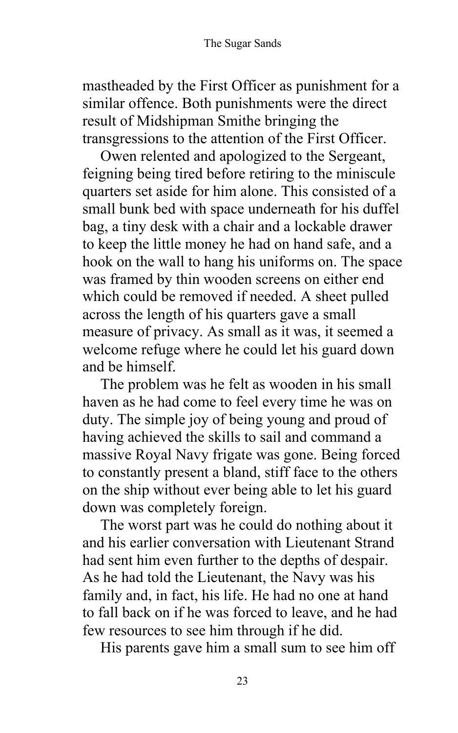mastheaded by the First Officer as punishment for a similar offence. Both punishments were the direct result of Midshipman Smithe bringing the transgressions to the attention of the First Officer.

Owen relented and apologized to the Sergeant, feigning being tired before retiring to the miniscule quarters set aside for him alone. This consisted of a small bunk bed with space underneath for his duffel bag, a tiny desk with a chair and a lockable drawer to keep the little money he had on hand safe, and a hook on the wall to hang his uniforms on. The space was framed by thin wooden screens on either end which could be removed if needed. A sheet pulled across the length of his quarters gave a small measure of privacy. As small as it was, it seemed a welcome refuge where he could let his guard down and be himself.

The problem was he felt as wooden in his small haven as he had come to feel every time he was on duty. The simple joy of being young and proud of having achieved the skills to sail and command a massive Royal Navy frigate was gone. Being forced to constantly present a bland, stiff face to the others on the ship without ever being able to let his guard down was completely foreign.

The worst part was he could do nothing about it and his earlier conversation with Lieutenant Strand had sent him even further to the depths of despair. As he had told the Lieutenant, the Navy was his family and, in fact, his life. He had no one at hand to fall back on if he was forced to leave, and he had few resources to see him through if he did.

His parents gave him a small sum to see him off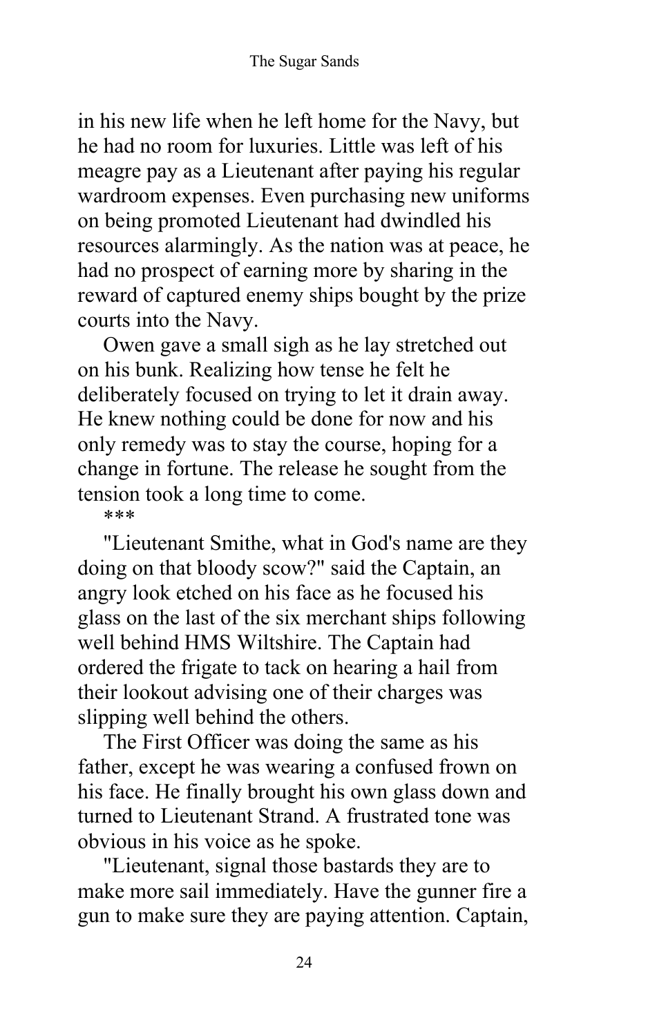in his new life when he left home for the Navy, but he had no room for luxuries. Little was left of his meagre pay as a Lieutenant after paying his regular wardroom expenses. Even purchasing new uniforms on being promoted Lieutenant had dwindled his resources alarmingly. As the nation was at peace, he had no prospect of earning more by sharing in the reward of captured enemy ships bought by the prize courts into the Navy.

Owen gave a small sigh as he lay stretched out on his bunk. Realizing how tense he felt he deliberately focused on trying to let it drain away. He knew nothing could be done for now and his only remedy was to stay the course, hoping for a change in fortune. The release he sought from the tension took a long time to come.

***

"Lieutenant Smithe, what in God's name are they doing on that bloody scow?" said the Captain, an angry look etched on his face as he focused his glass on the last of the six merchant ships following well behind HMS Wiltshire. The Captain had ordered the frigate to tack on hearing a hail from their lookout advising one of their charges was slipping well behind the others.

The First Officer was doing the same as his father, except he was wearing a confused frown on his face. He finally brought his own glass down and turned to Lieutenant Strand. A frustrated tone was obvious in his voice as he spoke.

"Lieutenant, signal those bastards they are to make more sail immediately. Have the gunner fire a gun to make sure they are paying attention. Captain,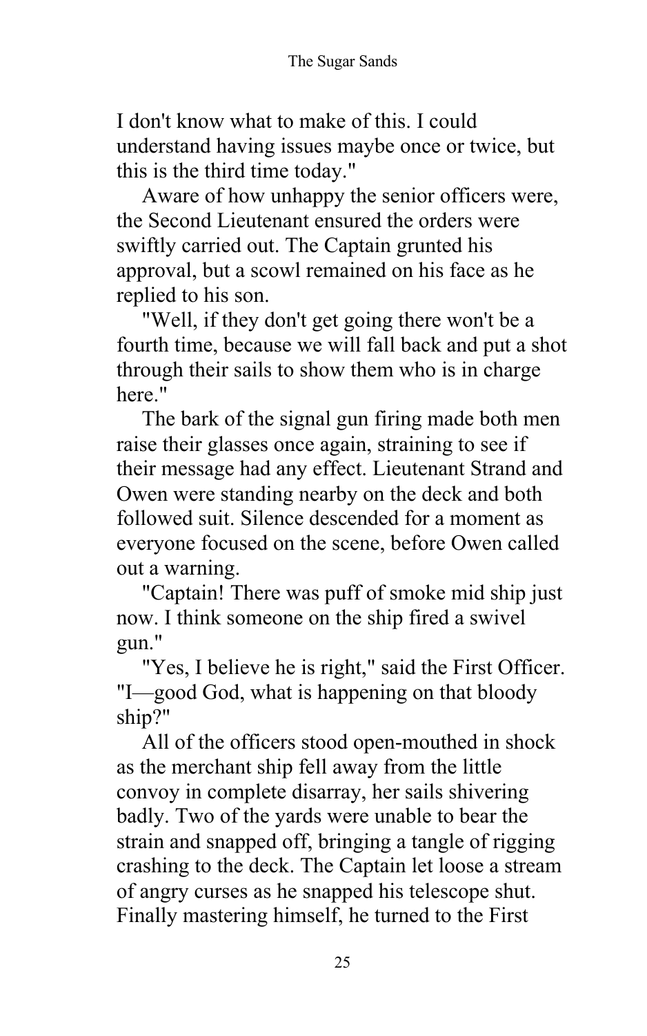I don't know what to make of this. I could understand having issues maybe once or twice, but this is the third time today."

Aware of how unhappy the senior officers were, the Second Lieutenant ensured the orders were swiftly carried out. The Captain grunted his approval, but a scowl remained on his face as he replied to his son.

"Well, if they don't get going there won't be a fourth time, because we will fall back and put a shot through their sails to show them who is in charge here."

The bark of the signal gun firing made both men raise their glasses once again, straining to see if their message had any effect. Lieutenant Strand and Owen were standing nearby on the deck and both followed suit. Silence descended for a moment as everyone focused on the scene, before Owen called out a warning.

"Captain! There was puff of smoke mid ship just now. I think someone on the ship fired a swivel gun."

"Yes, I believe he is right," said the First Officer. "I—good God, what is happening on that bloody ship?"

All of the officers stood open-mouthed in shock as the merchant ship fell away from the little convoy in complete disarray, her sails shivering badly. Two of the yards were unable to bear the strain and snapped off, bringing a tangle of rigging crashing to the deck. The Captain let loose a stream of angry curses as he snapped his telescope shut. Finally mastering himself, he turned to the First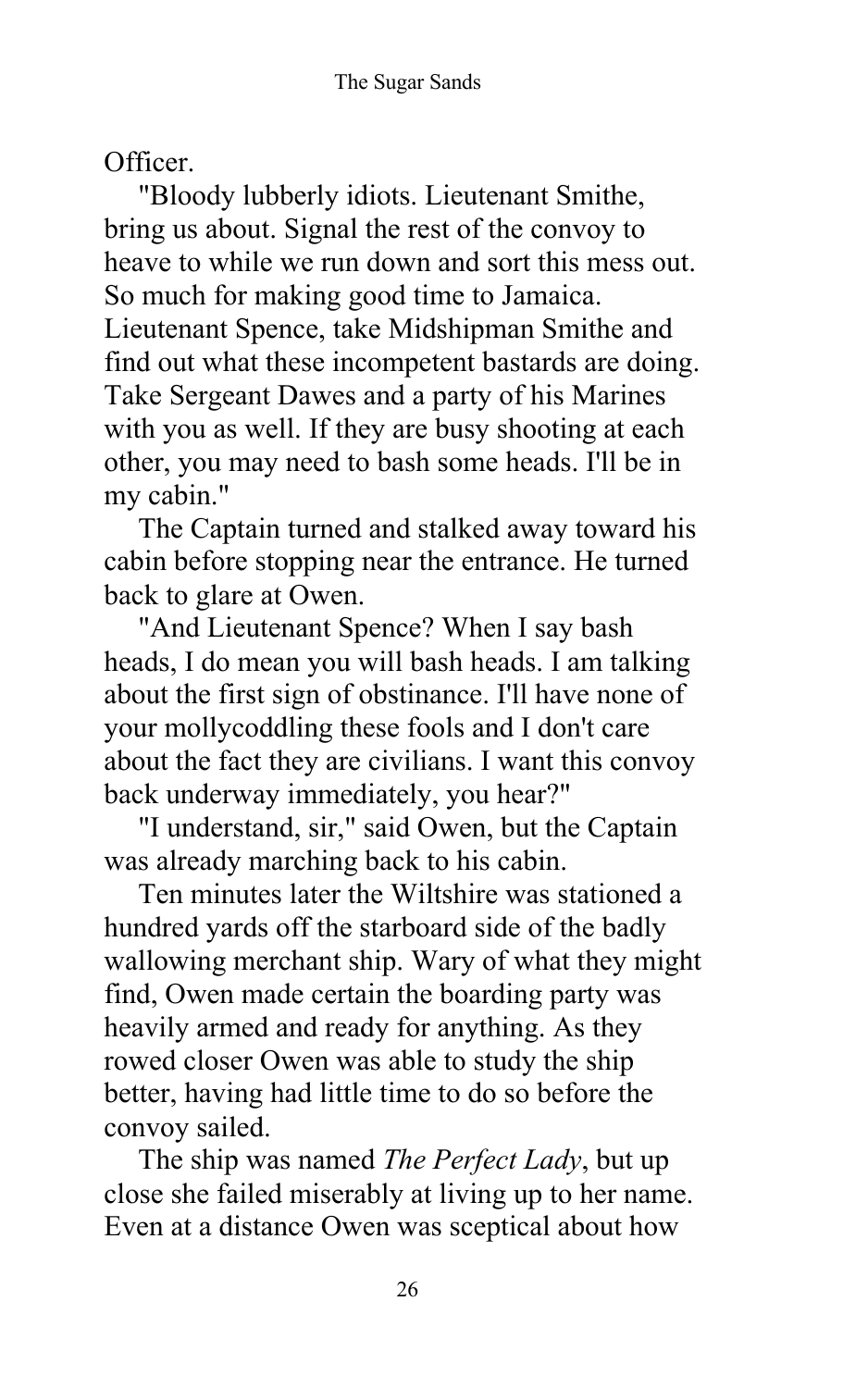Officer.

"Bloody lubberly idiots. Lieutenant Smithe, bring us about. Signal the rest of the convoy to heave to while we run down and sort this mess out. So much for making good time to Jamaica. Lieutenant Spence, take Midshipman Smithe and find out what these incompetent bastards are doing. Take Sergeant Dawes and a party of his Marines with you as well. If they are busy shooting at each other, you may need to bash some heads. I'll be in my cabin."

The Captain turned and stalked away toward his cabin before stopping near the entrance. He turned back to glare at Owen.

"And Lieutenant Spence? When I say bash heads, I do mean you will bash heads. I am talking about the first sign of obstinance. I'll have none of your mollycoddling these fools and I don't care about the fact they are civilians. I want this convoy back underway immediately, you hear?"

"I understand, sir," said Owen, but the Captain was already marching back to his cabin.

Ten minutes later the Wiltshire was stationed a hundred yards off the starboard side of the badly wallowing merchant ship. Wary of what they might find, Owen made certain the boarding party was heavily armed and ready for anything. As they rowed closer Owen was able to study the ship better, having had little time to do so before the convoy sailed.

The ship was named *The Perfect Lady*, but up close she failed miserably at living up to her name. Even at a distance Owen was sceptical about how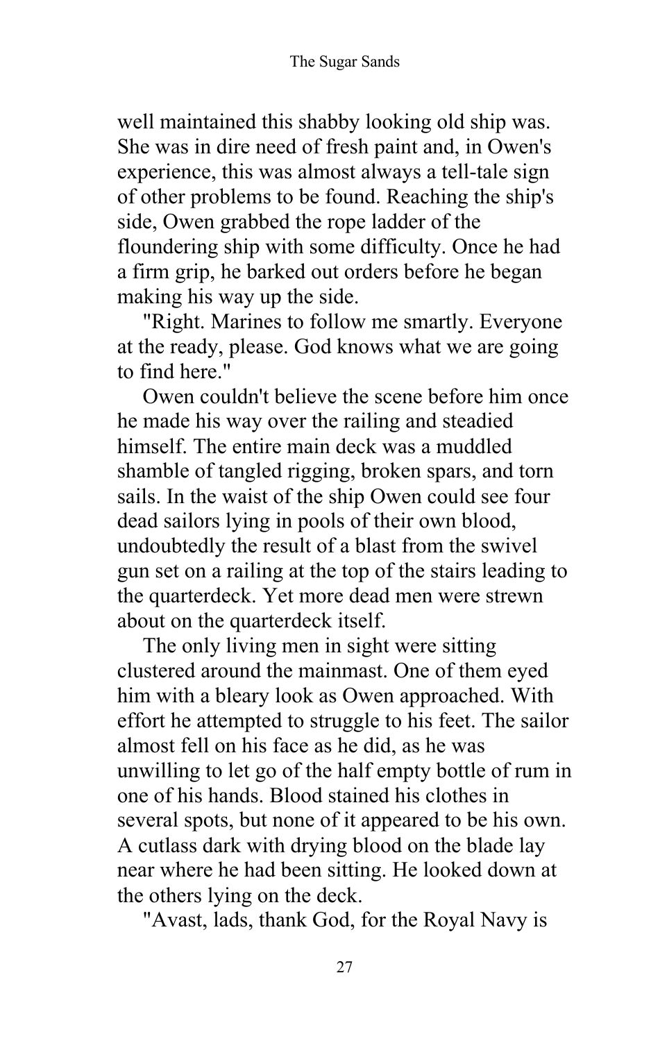well maintained this shabby looking old ship was. She was in dire need of fresh paint and, in Owen's experience, this was almost always a tell-tale sign of other problems to be found. Reaching the ship's side, Owen grabbed the rope ladder of the floundering ship with some difficulty. Once he had a firm grip, he barked out orders before he began making his way up the side.

"Right. Marines to follow me smartly. Everyone at the ready, please. God knows what we are going to find here."

Owen couldn't believe the scene before him once he made his way over the railing and steadied himself. The entire main deck was a muddled shamble of tangled rigging, broken spars, and torn sails. In the waist of the ship Owen could see four dead sailors lying in pools of their own blood, undoubtedly the result of a blast from the swivel gun set on a railing at the top of the stairs leading to the quarterdeck. Yet more dead men were strewn about on the quarterdeck itself.

The only living men in sight were sitting clustered around the mainmast. One of them eyed him with a bleary look as Owen approached. With effort he attempted to struggle to his feet. The sailor almost fell on his face as he did, as he was unwilling to let go of the half empty bottle of rum in one of his hands. Blood stained his clothes in several spots, but none of it appeared to be his own. A cutlass dark with drying blood on the blade lay near where he had been sitting. He looked down at the others lying on the deck.

"Avast, lads, thank God, for the Royal Navy is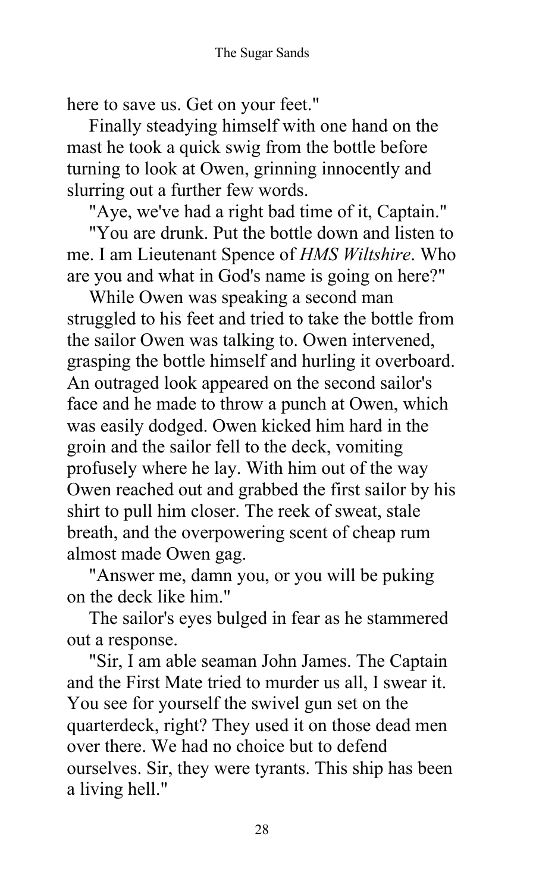here to save us. Get on your feet."

Finally steadying himself with one hand on the mast he took a quick swig from the bottle before turning to look at Owen, grinning innocently and slurring out a further few words.

"Aye, we've had a right bad time of it, Captain."

"You are drunk. Put the bottle down and listen to me. I am Lieutenant Spence of *HMS Wiltshire*. Who are you and what in God's name is going on here?"

While Owen was speaking a second man struggled to his feet and tried to take the bottle from the sailor Owen was talking to. Owen intervened, grasping the bottle himself and hurling it overboard. An outraged look appeared on the second sailor's face and he made to throw a punch at Owen, which was easily dodged. Owen kicked him hard in the groin and the sailor fell to the deck, vomiting profusely where he lay. With him out of the way Owen reached out and grabbed the first sailor by his shirt to pull him closer. The reek of sweat, stale breath, and the overpowering scent of cheap rum almost made Owen gag.

"Answer me, damn you, or you will be puking on the deck like him."

The sailor's eyes bulged in fear as he stammered out a response.

"Sir, I am able seaman John James. The Captain and the First Mate tried to murder us all, I swear it. You see for yourself the swivel gun set on the quarterdeck, right? They used it on those dead men over there. We had no choice but to defend ourselves. Sir, they were tyrants. This ship has been a living hell."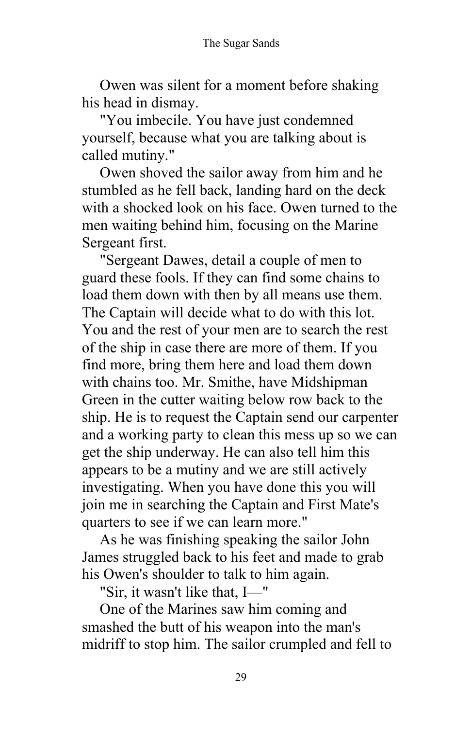Owen was silent for a moment before shaking his head in dismay.

"You imbecile. You have just condemned yourself, because what you are talking about is called mutiny."

Owen shoved the sailor away from him and he stumbled as he fell back, landing hard on the deck with a shocked look on his face. Owen turned to the men waiting behind him, focusing on the Marine Sergeant first.

"Sergeant Dawes, detail a couple of men to guard these fools. If they can find some chains to load them down with then by all means use them. The Captain will decide what to do with this lot. You and the rest of your men are to search the rest of the ship in case there are more of them. If you find more, bring them here and load them down with chains too. Mr. Smithe, have Midshipman Green in the cutter waiting below row back to the ship. He is to request the Captain send our carpenter and a working party to clean this mess up so we can get the ship underway. He can also tell him this appears to be a mutiny and we are still actively investigating. When you have done this you will join me in searching the Captain and First Mate's quarters to see if we can learn more."

As he was finishing speaking the sailor John James struggled back to his feet and made to grab his Owen's shoulder to talk to him again.

"Sir, it wasn't like that, I—"

One of the Marines saw him coming and smashed the butt of his weapon into the man's midriff to stop him. The sailor crumpled and fell to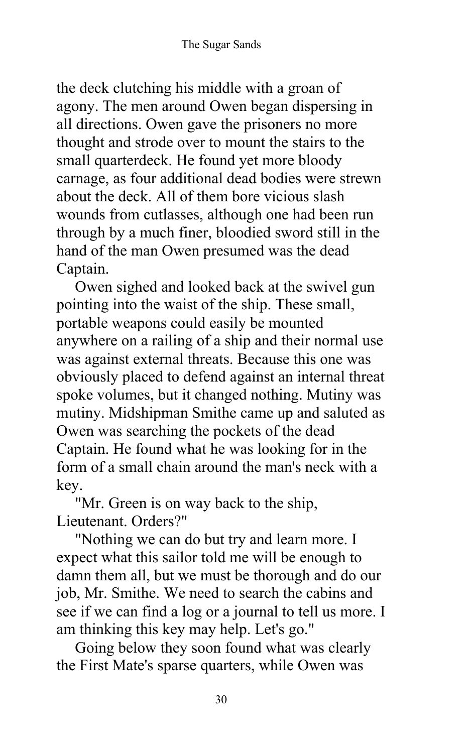the deck clutching his middle with a groan of agony. The men around Owen began dispersing in all directions. Owen gave the prisoners no more thought and strode over to mount the stairs to the small quarterdeck. He found yet more bloody carnage, as four additional dead bodies were strewn about the deck. All of them bore vicious slash wounds from cutlasses, although one had been run through by a much finer, bloodied sword still in the hand of the man Owen presumed was the dead Captain.

Owen sighed and looked back at the swivel gun pointing into the waist of the ship. These small, portable weapons could easily be mounted anywhere on a railing of a ship and their normal use was against external threats. Because this one was obviously placed to defend against an internal threat spoke volumes, but it changed nothing. Mutiny was mutiny. Midshipman Smithe came up and saluted as Owen was searching the pockets of the dead Captain. He found what he was looking for in the form of a small chain around the man's neck with a key.

"Mr. Green is on way back to the ship, Lieutenant. Orders?"

"Nothing we can do but try and learn more. I expect what this sailor told me will be enough to damn them all, but we must be thorough and do our job, Mr. Smithe. We need to search the cabins and see if we can find a log or a journal to tell us more. I am thinking this key may help. Let's go."

Going below they soon found what was clearly the First Mate's sparse quarters, while Owen was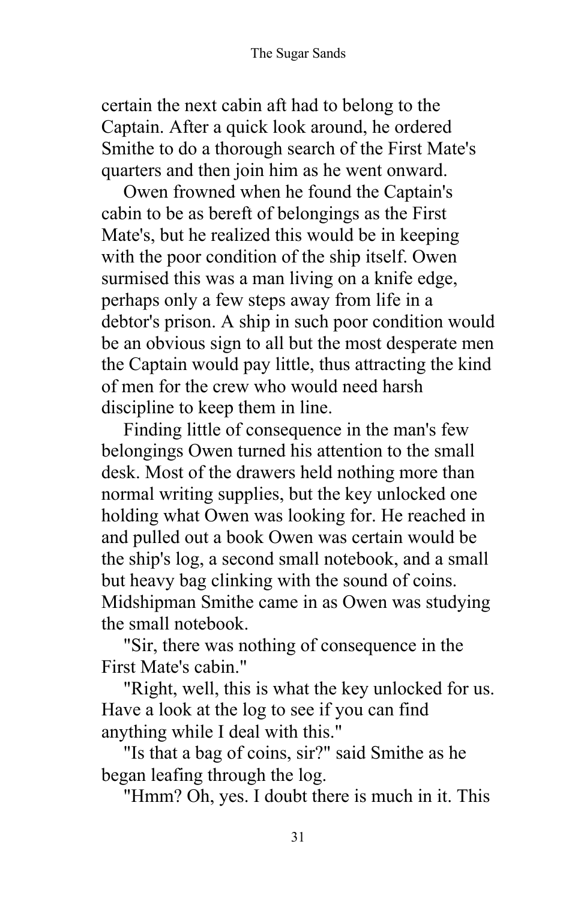certain the next cabin aft had to belong to the Captain. After a quick look around, he ordered Smithe to do a thorough search of the First Mate's quarters and then join him as he went onward.

Owen frowned when he found the Captain's cabin to be as bereft of belongings as the First Mate's, but he realized this would be in keeping with the poor condition of the ship itself. Owen surmised this was a man living on a knife edge, perhaps only a few steps away from life in a debtor's prison. A ship in such poor condition would be an obvious sign to all but the most desperate men the Captain would pay little, thus attracting the kind of men for the crew who would need harsh discipline to keep them in line.

Finding little of consequence in the man's few belongings Owen turned his attention to the small desk. Most of the drawers held nothing more than normal writing supplies, but the key unlocked one holding what Owen was looking for. He reached in and pulled out a book Owen was certain would be the ship's log, a second small notebook, and a small but heavy bag clinking with the sound of coins. Midshipman Smithe came in as Owen was studying the small notebook.

"Sir, there was nothing of consequence in the First Mate's cabin."

"Right, well, this is what the key unlocked for us. Have a look at the log to see if you can find anything while I deal with this."

"Is that a bag of coins, sir?" said Smithe as he began leafing through the log.

"Hmm? Oh, yes. I doubt there is much in it. This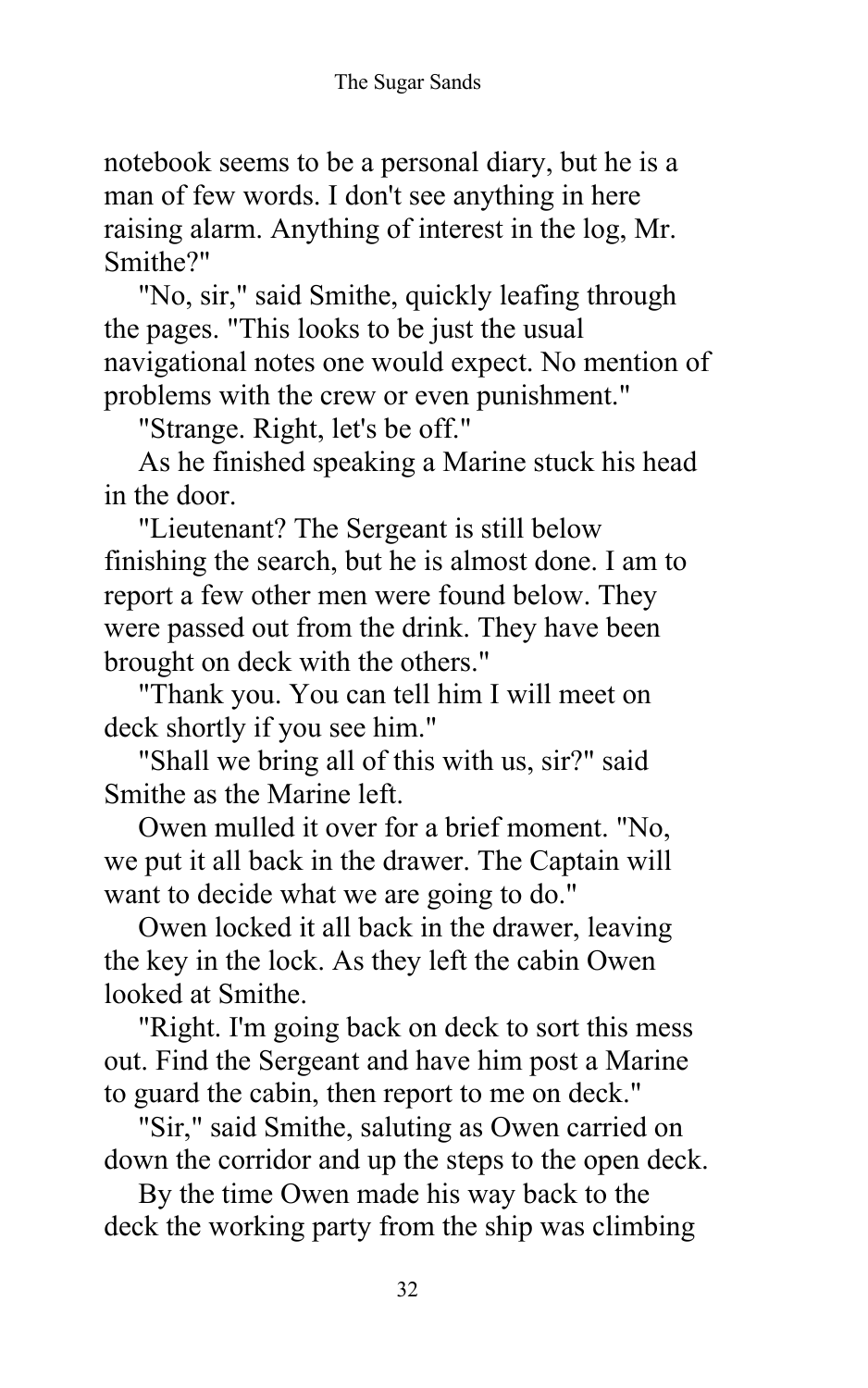notebook seems to be a personal diary, but he is a man of few words. I don't see anything in here raising alarm. Anything of interest in the log, Mr. Smithe?"

"No, sir," said Smithe, quickly leafing through the pages. "This looks to be just the usual navigational notes one would expect. No mention of problems with the crew or even punishment."

"Strange. Right, let's be off."

As he finished speaking a Marine stuck his head in the door.

"Lieutenant? The Sergeant is still below finishing the search, but he is almost done. I am to report a few other men were found below. They were passed out from the drink. They have been brought on deck with the others."

"Thank you. You can tell him I will meet on deck shortly if you see him."

"Shall we bring all of this with us, sir?" said Smithe as the Marine left.

Owen mulled it over for a brief moment. "No, we put it all back in the drawer. The Captain will want to decide what we are going to do."

Owen locked it all back in the drawer, leaving the key in the lock. As they left the cabin Owen looked at Smithe.

"Right. I'm going back on deck to sort this mess out. Find the Sergeant and have him post a Marine to guard the cabin, then report to me on deck."

"Sir," said Smithe, saluting as Owen carried on down the corridor and up the steps to the open deck.

By the time Owen made his way back to the deck the working party from the ship was climbing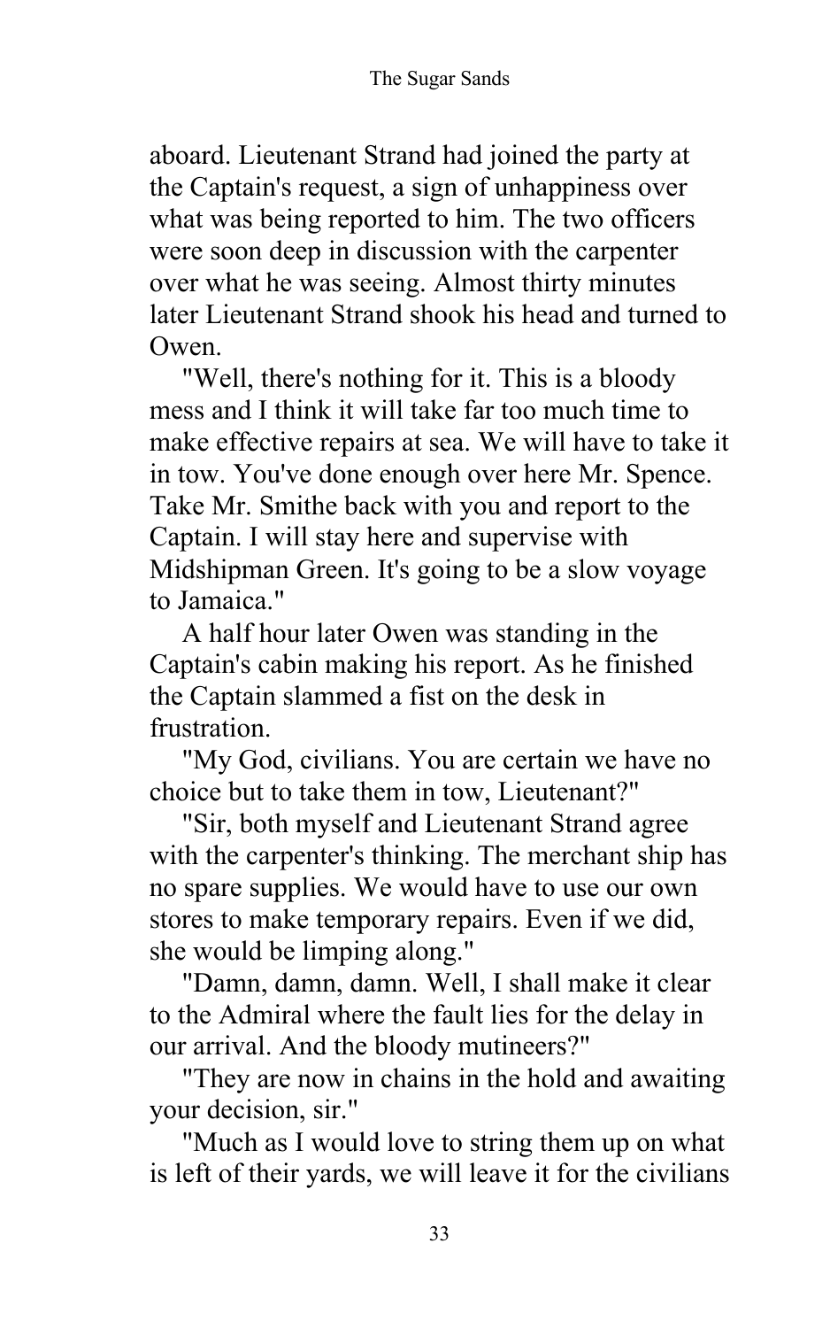aboard. Lieutenant Strand had joined the party at the Captain's request, a sign of unhappiness over what was being reported to him. The two officers were soon deep in discussion with the carpenter over what he was seeing. Almost thirty minutes later Lieutenant Strand shook his head and turned to Owen.

"Well, there's nothing for it. This is a bloody mess and I think it will take far too much time to make effective repairs at sea. We will have to take it in tow. You've done enough over here Mr. Spence. Take Mr. Smithe back with you and report to the Captain. I will stay here and supervise with Midshipman Green. It's going to be a slow voyage to Jamaica."

A half hour later Owen was standing in the Captain's cabin making his report. As he finished the Captain slammed a fist on the desk in frustration.

"My God, civilians. You are certain we have no choice but to take them in tow, Lieutenant?"

"Sir, both myself and Lieutenant Strand agree with the carpenter's thinking. The merchant ship has no spare supplies. We would have to use our own stores to make temporary repairs. Even if we did, she would be limping along."

"Damn, damn, damn. Well, I shall make it clear to the Admiral where the fault lies for the delay in our arrival. And the bloody mutineers?"

"They are now in chains in the hold and awaiting your decision, sir."

"Much as I would love to string them up on what is left of their yards, we will leave it for the civilians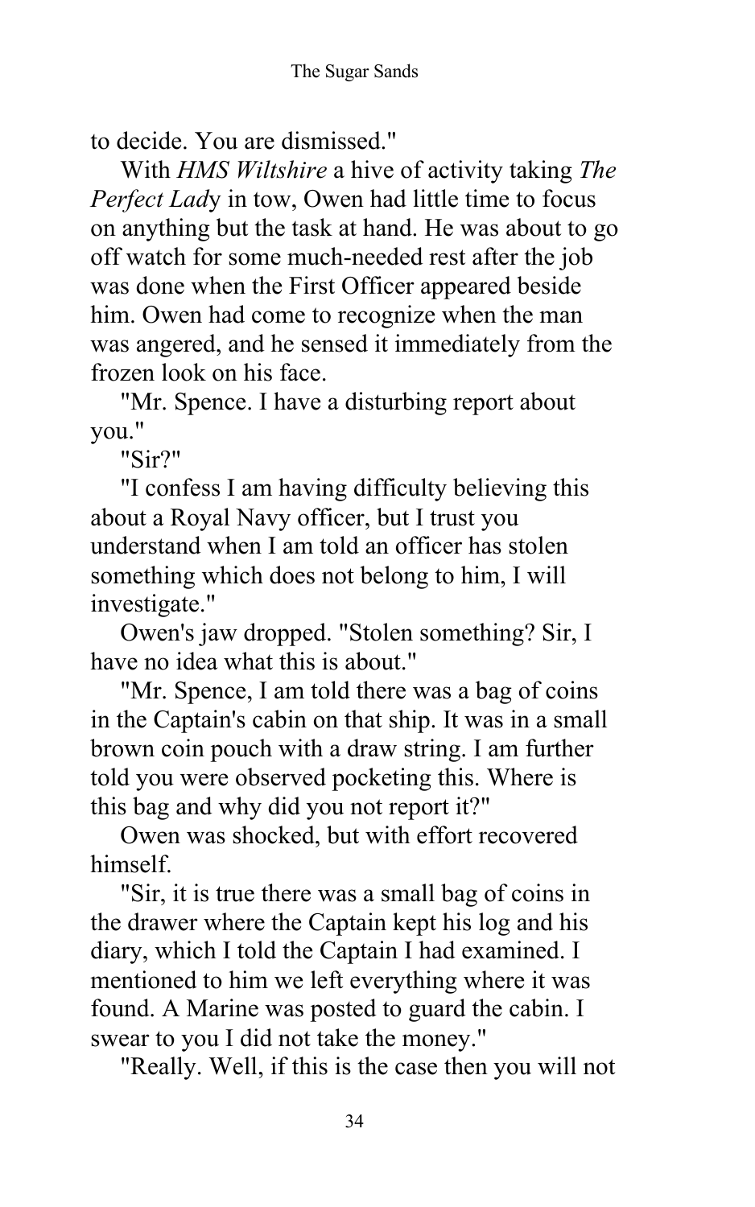to decide. You are dismissed."

With *HMS Wiltshire* a hive of activity taking *The Perfect Lad*y in tow, Owen had little time to focus on anything but the task at hand. He was about to go off watch for some much-needed rest after the job was done when the First Officer appeared beside him. Owen had come to recognize when the man was angered, and he sensed it immediately from the frozen look on his face.

"Mr. Spence. I have a disturbing report about you."

"Sir?"

"I confess I am having difficulty believing this about a Royal Navy officer, but I trust you understand when I am told an officer has stolen something which does not belong to him, I will investigate."

Owen's jaw dropped. "Stolen something? Sir, I have no idea what this is about."

"Mr. Spence, I am told there was a bag of coins in the Captain's cabin on that ship. It was in a small brown coin pouch with a draw string. I am further told you were observed pocketing this. Where is this bag and why did you not report it?"

Owen was shocked, but with effort recovered himself.

"Sir, it is true there was a small bag of coins in the drawer where the Captain kept his log and his diary, which I told the Captain I had examined. I mentioned to him we left everything where it was found. A Marine was posted to guard the cabin. I swear to you I did not take the money."

"Really. Well, if this is the case then you will not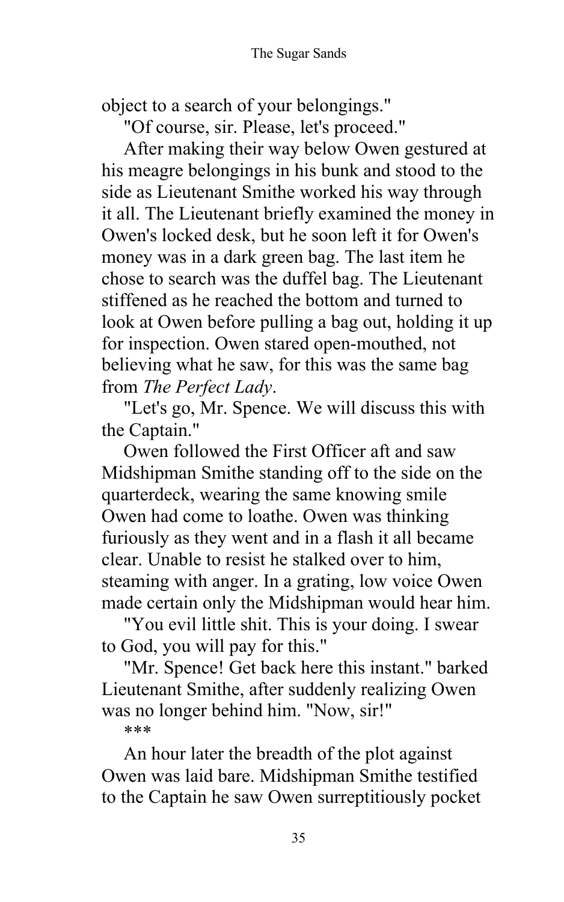object to a search of your belongings."

"Of course, sir. Please, let's proceed."

After making their way below Owen gestured at his meagre belongings in his bunk and stood to the side as Lieutenant Smithe worked his way through it all. The Lieutenant briefly examined the money in Owen's locked desk, but he soon left it for Owen's money was in a dark green bag. The last item he chose to search was the duffel bag. The Lieutenant stiffened as he reached the bottom and turned to look at Owen before pulling a bag out, holding it up for inspection. Owen stared open-mouthed, not believing what he saw, for this was the same bag from *The Perfect Lady*.

"Let's go, Mr. Spence. We will discuss this with the Captain."

Owen followed the First Officer aft and saw Midshipman Smithe standing off to the side on the quarterdeck, wearing the same knowing smile Owen had come to loathe. Owen was thinking furiously as they went and in a flash it all became clear. Unable to resist he stalked over to him, steaming with anger. In a grating, low voice Owen made certain only the Midshipman would hear him.

"You evil little shit. This is your doing. I swear to God, you will pay for this."

"Mr. Spence! Get back here this instant." barked Lieutenant Smithe, after suddenly realizing Owen was no longer behind him. "Now, sir!"

***

An hour later the breadth of the plot against Owen was laid bare. Midshipman Smithe testified to the Captain he saw Owen surreptitiously pocket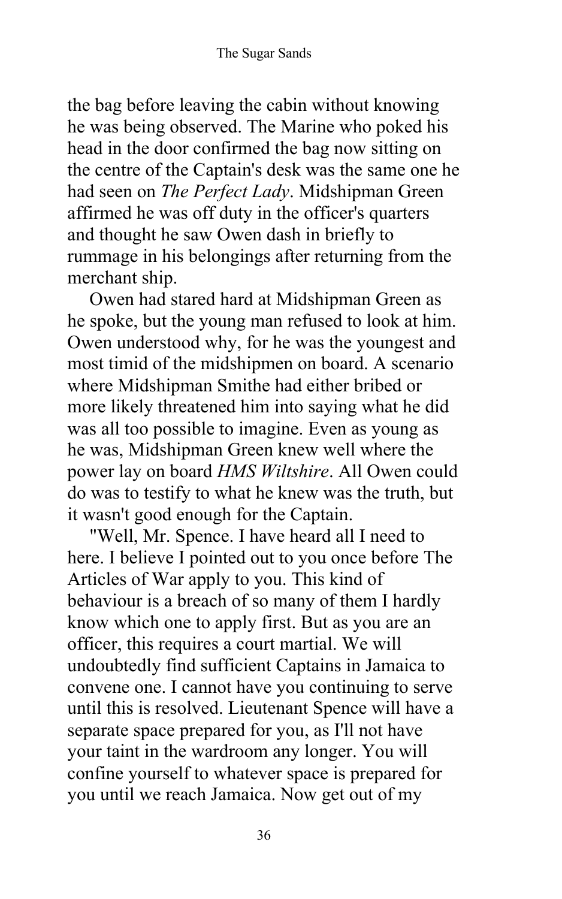the bag before leaving the cabin without knowing he was being observed. The Marine who poked his head in the door confirmed the bag now sitting on the centre of the Captain's desk was the same one he had seen on *The Perfect Lady*. Midshipman Green affirmed he was off duty in the officer's quarters and thought he saw Owen dash in briefly to rummage in his belongings after returning from the merchant ship.

Owen had stared hard at Midshipman Green as he spoke, but the young man refused to look at him. Owen understood why, for he was the youngest and most timid of the midshipmen on board. A scenario where Midshipman Smithe had either bribed or more likely threatened him into saying what he did was all too possible to imagine. Even as young as he was, Midshipman Green knew well where the power lay on board *HMS Wiltshire*. All Owen could do was to testify to what he knew was the truth, but it wasn't good enough for the Captain.

"Well, Mr. Spence. I have heard all I need to here. I believe I pointed out to you once before The Articles of War apply to you. This kind of behaviour is a breach of so many of them I hardly know which one to apply first. But as you are an officer, this requires a court martial. We will undoubtedly find sufficient Captains in Jamaica to convene one. I cannot have you continuing to serve until this is resolved. Lieutenant Spence will have a separate space prepared for you, as I'll not have your taint in the wardroom any longer. You will confine yourself to whatever space is prepared for you until we reach Jamaica. Now get out of my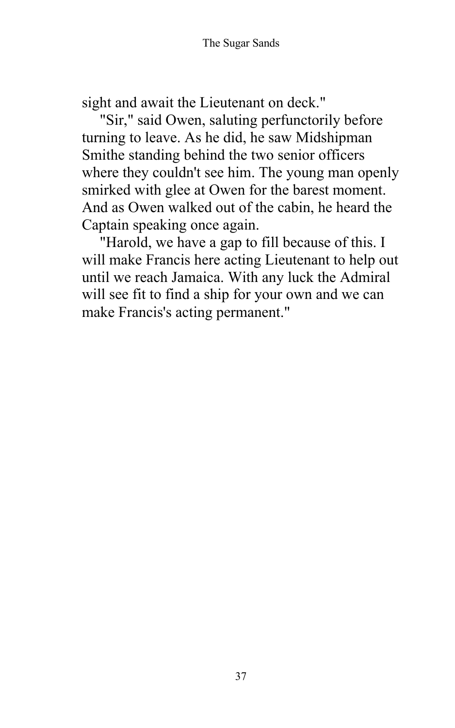sight and await the Lieutenant on deck."

"Sir," said Owen, saluting perfunctorily before turning to leave. As he did, he saw Midshipman Smithe standing behind the two senior officers where they couldn't see him. The young man openly smirked with glee at Owen for the barest moment. And as Owen walked out of the cabin, he heard the Captain speaking once again.

"Harold, we have a gap to fill because of this. I will make Francis here acting Lieutenant to help out until we reach Jamaica. With any luck the Admiral will see fit to find a ship for your own and we can make Francis's acting permanent."